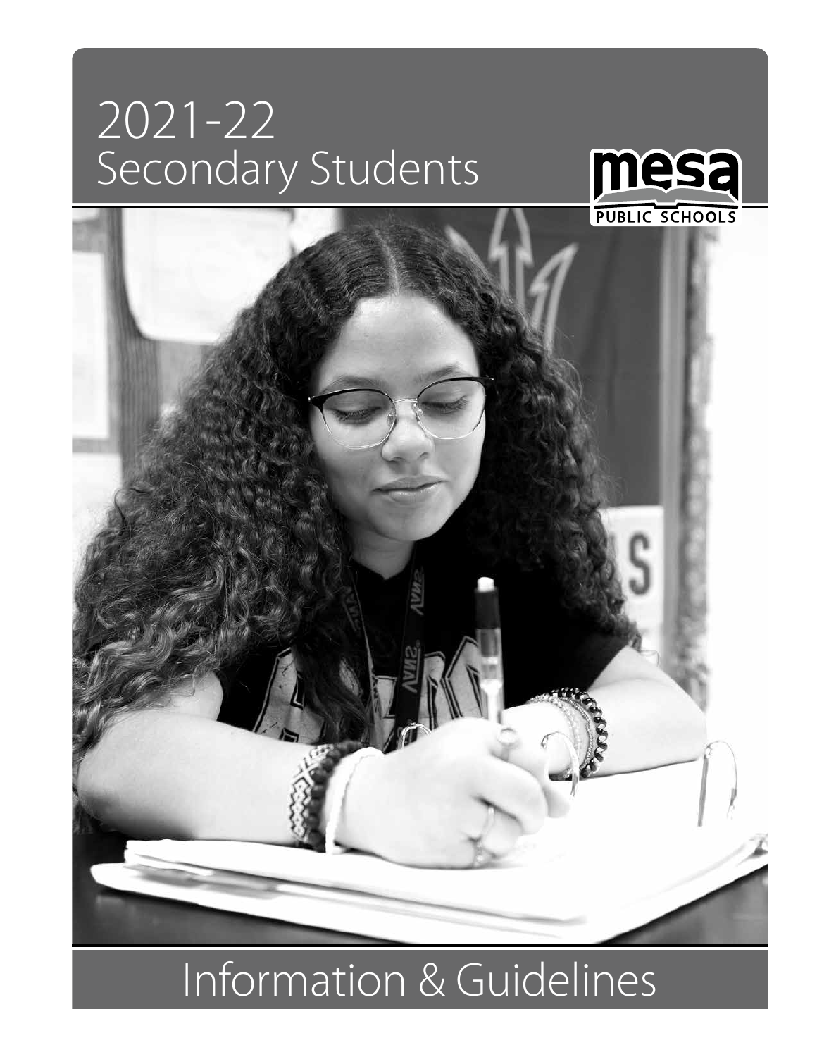# 2021-22 Secondary Students

mesa PUBLIC SCHOOLS

# Information & Guidelines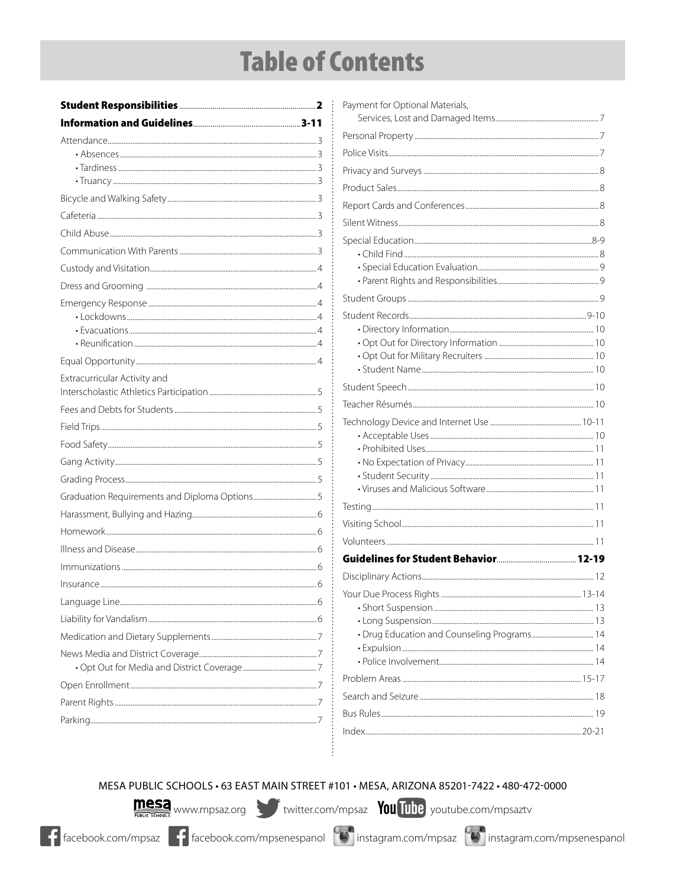# Table of Contents

**Student Responsibilities** .......... **2**

**Information and Guidelines** .......... **3-11**

Attendance .......... 3
- Absences .......... 3
- Tardiness .......... 3
- Truancy .......... 3

Bicycle and Walking Safety .......... 3

Cafeteria .......... 3

Child Abuse .......... 3

Communication With Parents .......... 3

Custody and Visitation .......... 4

Dress and Grooming .......... 4

Emergency Response .......... 4
- Lockdowns .......... 4
- Evacuations .......... 4
- Reunification .......... 4

Equal Opportunity .......... 4

Extracurricular Activity and Interscholastic Athletics Participation .......... 5

Fees and Debts for Students .......... 5

Field Trips .......... 5

Food Safety .......... 5

Gang Activity .......... 5

Grading Process .......... 5

Graduation Requirements and Diploma Options .......... 5

Harassment, Bullying and Hazing .......... 6

Homework .......... 6

Illness and Disease .......... 6

Immunizations .......... 6

Insurance .......... 6

Language Line .......... 6

Liability for Vandalism .......... 6

Medication and Dietary Supplements .......... 7

News Media and District Coverage .......... 7
- Opt Out for Media and District Coverage .......... 7

Open Enrollment .......... 7

Parent Rights .......... 7

Parking .......... 7

Payment for Optional Materials, Services, Lost and Damaged Items .......... 7

Personal Property .......... 7

Police Visits .......... 7

Privacy and Surveys .......... 8

Product Sales .......... 8

Report Cards and Conferences .......... 8

Silent Witness .......... 8

Special Education .......... 8-9
- Child Find .......... 8
- Special Education Evaluation .......... 9
- Parent Rights and Responsibilities .......... 9

Student Groups .......... 9

Student Records .......... 9-10
- Directory Information .......... 10
- Opt Out for Directory Information .......... 10
- Opt Out for Military Recruiters .......... 10
- Student Name .......... 10

Student Speech .......... 10

Teacher Résumés .......... 10

Technology Device and Internet Use .......... 10-11
- Acceptable Uses .......... 10
- Prohibited Uses .......... 11
- No Expectation of Privacy .......... 11
- Student Security .......... 11
- Viruses and Malicious Software .......... 11

Testing .......... 11

Visiting School .......... 11

Volunteers .......... 11

**Guidelines for Student Behavior** .......... **12-19**

Disciplinary Actions .......... 12

Your Due Process Rights .......... 13-14
- Short Suspension .......... 13
- Long Suspension .......... 13
- Drug Education and Counseling Programs .......... 14
- Expulsion .......... 14
- Police Involvement .......... 14

Problem Areas .......... 15-17

Search and Seizure .......... 18

Bus Rules .......... 19

Index .......... 20-21

MESA PUBLIC SCHOOLS • 63 EAST MAIN STREET #101 • MESA, ARIZONA 85201-7422 • 480-472-0000

www.mpsaz.org • twitter.com/mpsaz • youtube.com/mpsaztv

facebook.com/mpsaz • facebook.com/mpsenespanol • instagram.com/mpsaz • instagram.com/mpsenespanol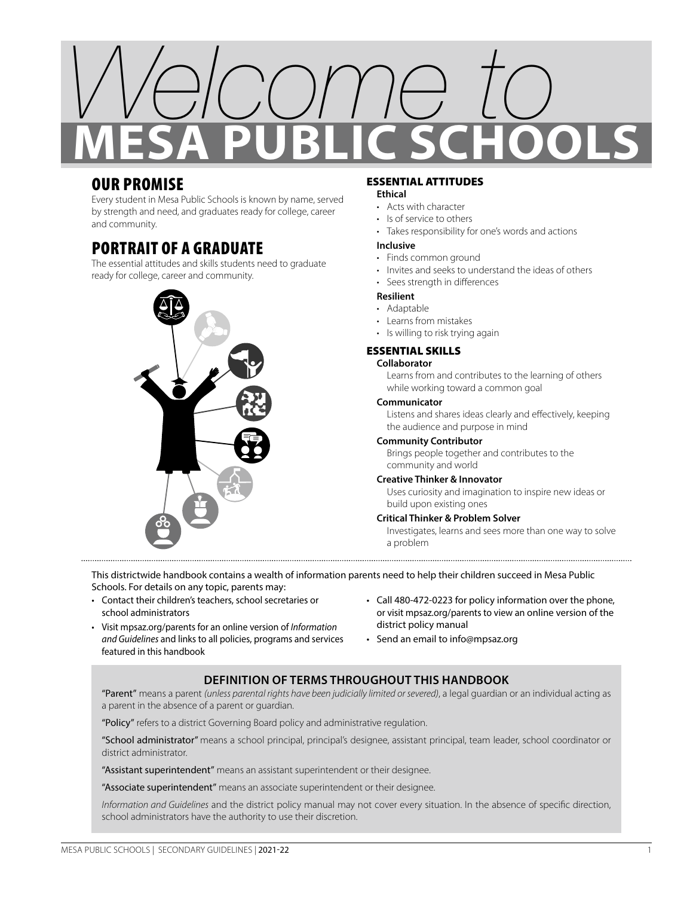# Welcome to MESA PUBLIC SCHOOLS

## OUR PROMISE

Every student in Mesa Public Schools is known by name, served by strength and need, and graduates ready for college, career and community.

## PORTRAIT OF A GRADUATE

The essential attitudes and skills students need to graduate ready for college, career and community.

### ESSENTIAL ATTITUDES

**Ethical**

- Acts with character
- Is of service to others
- Takes responsibility for one's words and actions

**Inclusive**

- Finds common ground
- Invites and seeks to understand the ideas of others
- Sees strength in differences

**Resilient**

- Adaptable
- Learns from mistakes
- Is willing to risk trying again

### ESSENTIAL SKILLS

**Collaborator**

Learns from and contributes to the learning of others while working toward a common goal

**Communicator**

Listens and shares ideas clearly and effectively, keeping the audience and purpose in mind

**Community Contributor**

Brings people together and contributes to the community and world

**Creative Thinker & Innovator**

Uses curiosity and imagination to inspire new ideas or build upon existing ones

**Critical Thinker & Problem Solver**

Investigates, learns and sees more than one way to solve a problem

---

This districtwide handbook contains a wealth of information parents need to help their children succeed in Mesa Public Schools. For details on any topic, parents may:

- Contact their children's teachers, school secretaries or school administrators
- Visit mpsaz.org/parents for an online version of *Information and Guidelines* and links to all policies, programs and services featured in this handbook
- Call 480-472-0223 for policy information over the phone, or visit mpsaz.org/parents to view an online version of the district policy manual
- Send an email to info@mpsaz.org

### DEFINITION OF TERMS THROUGHOUT THIS HANDBOOK

"Parent" means a parent *(unless parental rights have been judicially limited or severed)*, a legal guardian or an individual acting as a parent in the absence of a parent or guardian.

"Policy" refers to a district Governing Board policy and administrative regulation.

"School administrator" means a school principal, principal's designee, assistant principal, team leader, school coordinator or district administrator.

"Assistant superintendent" means an assistant superintendent or their designee.

"Associate superintendent" means an associate superintendent or their designee.

*Information and Guidelines* and the district policy manual may not cover every situation. In the absence of specific direction, school administrators have the authority to use their discretion.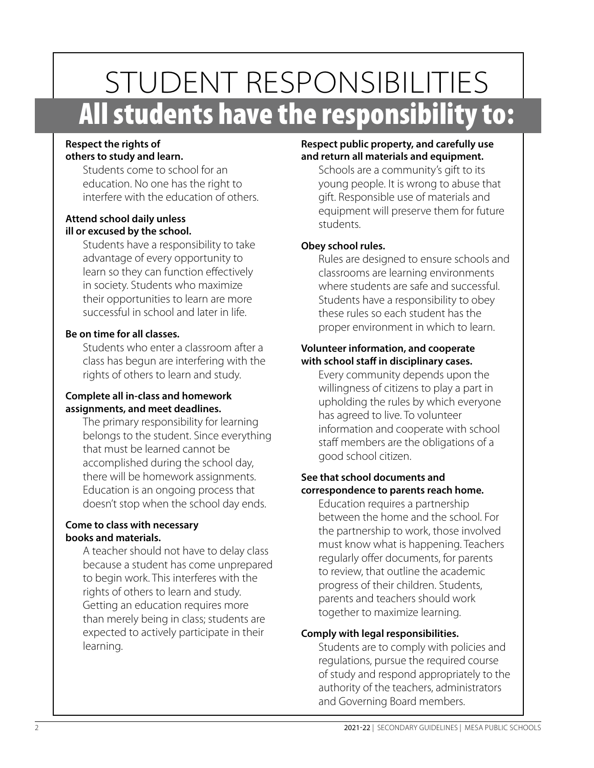# STUDENT RESPONSIBILITIES

## All students have the responsibility to:

**Respect the rights of others to study and learn.**

Students come to school for an education. No one has the right to interfere with the education of others.

**Attend school daily unless ill or excused by the school.**

Students have a responsibility to take advantage of every opportunity to learn so they can function effectively in society. Students who maximize their opportunities to learn are more successful in school and later in life.

**Be on time for all classes.**

Students who enter a classroom after a class has begun are interfering with the rights of others to learn and study.

**Complete all in-class and homework assignments, and meet deadlines.**

The primary responsibility for learning belongs to the student. Since everything that must be learned cannot be accomplished during the school day, there will be homework assignments. Education is an ongoing process that doesn't stop when the school day ends.

**Come to class with necessary books and materials.**

A teacher should not have to delay class because a student has come unprepared to begin work. This interferes with the rights of others to learn and study. Getting an education requires more than merely being in class; students are expected to actively participate in their learning.

**Respect public property, and carefully use and return all materials and equipment.**

Schools are a community's gift to its young people. It is wrong to abuse that gift. Responsible use of materials and equipment will preserve them for future students.

**Obey school rules.**

Rules are designed to ensure schools and classrooms are learning environments where students are safe and successful. Students have a responsibility to obey these rules so each student has the proper environment in which to learn.

**Volunteer information, and cooperate with school staff in disciplinary cases.**

Every community depends upon the willingness of citizens to play a part in upholding the rules by which everyone has agreed to live. To volunteer information and cooperate with school staff members are the obligations of a good school citizen.

**See that school documents and correspondence to parents reach home.**

Education requires a partnership between the home and the school. For the partnership to work, those involved must know what is happening. Teachers regularly offer documents, for parents to review, that outline the academic progress of their children. Students, parents and teachers should work together to maximize learning.

**Comply with legal responsibilities.**

Students are to comply with policies and regulations, pursue the required course of study and respond appropriately to the authority of the teachers, administrators and Governing Board members.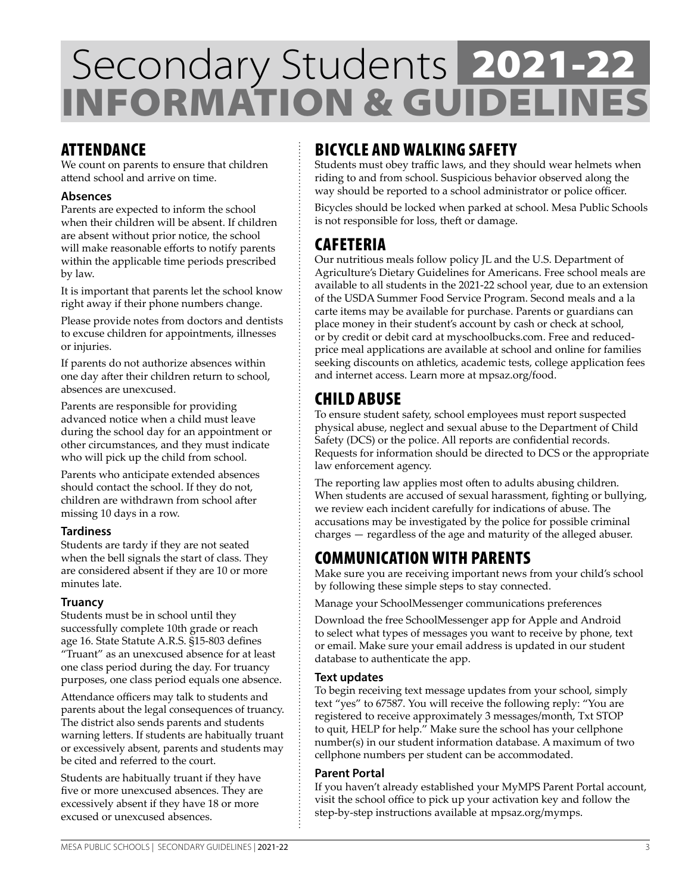# Secondary Students 2021-22 INFORMATION & GUIDELINES

## ATTENDANCE

We count on parents to ensure that children attend school and arrive on time.

### Absences

Parents are expected to inform the school when their children will be absent. If children are absent without prior notice, the school will make reasonable efforts to notify parents within the applicable time periods prescribed by law.

It is important that parents let the school know right away if their phone numbers change.

Please provide notes from doctors and dentists to excuse children for appointments, illnesses or injuries.

If parents do not authorize absences within one day after their children return to school, absences are unexcused.

Parents are responsible for providing advanced notice when a child must leave during the school day for an appointment or other circumstances, and they must indicate who will pick up the child from school.

Parents who anticipate extended absences should contact the school. If they do not, children are withdrawn from school after missing 10 days in a row.

### Tardiness

Students are tardy if they are not seated when the bell signals the start of class. They are considered absent if they are 10 or more minutes late.

### Truancy

Students must be in school until they successfully complete 10th grade or reach age 16. State Statute A.R.S. §15-803 defines "Truant" as an unexcused absence for at least one class period during the day. For truancy purposes, one class period equals one absence.

Attendance officers may talk to students and parents about the legal consequences of truancy. The district also sends parents and students warning letters. If students are habitually truant or excessively absent, parents and students may be cited and referred to the court.

Students are habitually truant if they have five or more unexcused absences. They are excessively absent if they have 18 or more excused or unexcused absences.

## BICYCLE AND WALKING SAFETY

Students must obey traffic laws, and they should wear helmets when riding to and from school. Suspicious behavior observed along the way should be reported to a school administrator or police officer.

Bicycles should be locked when parked at school. Mesa Public Schools is not responsible for loss, theft or damage.

## CAFETERIA

Our nutritious meals follow policy JL and the U.S. Department of Agriculture's Dietary Guidelines for Americans. Free school meals are available to all students in the 2021-22 school year, due to an extension of the USDA Summer Food Service Program. Second meals and a la carte items may be available for purchase. Parents or guardians can place money in their student's account by cash or check at school, or by credit or debit card at myschoolbucks.com. Free and reduced-price meal applications are available at school and online for families seeking discounts on athletics, academic tests, college application fees and internet access. Learn more at mpsaz.org/food.

## CHILD ABUSE

To ensure student safety, school employees must report suspected physical abuse, neglect and sexual abuse to the Department of Child Safety (DCS) or the police. All reports are confidential records. Requests for information should be directed to DCS or the appropriate law enforcement agency.

The reporting law applies most often to adults abusing children. When students are accused of sexual harassment, fighting or bullying, we review each incident carefully for indications of abuse. The accusations may be investigated by the police for possible criminal charges — regardless of the age and maturity of the alleged abuser.

## COMMUNICATION WITH PARENTS

Make sure you are receiving important news from your child's school by following these simple steps to stay connected.

Manage your SchoolMessenger communications preferences

Download the free SchoolMessenger app for Apple and Android to select what types of messages you want to receive by phone, text or email. Make sure your email address is updated in our student database to authenticate the app.

### Text updates

To begin receiving text message updates from your school, simply text "yes" to 67587. You will receive the following reply: "You are registered to receive approximately 3 messages/month, Txt STOP to quit, HELP for help." Make sure the school has your cellphone number(s) in our student information database. A maximum of two cellphone numbers per student can be accommodated.

### Parent Portal

If you haven't already established your MyMPS Parent Portal account, visit the school office to pick up your activation key and follow the step-by-step instructions available at mpsaz.org/mymps.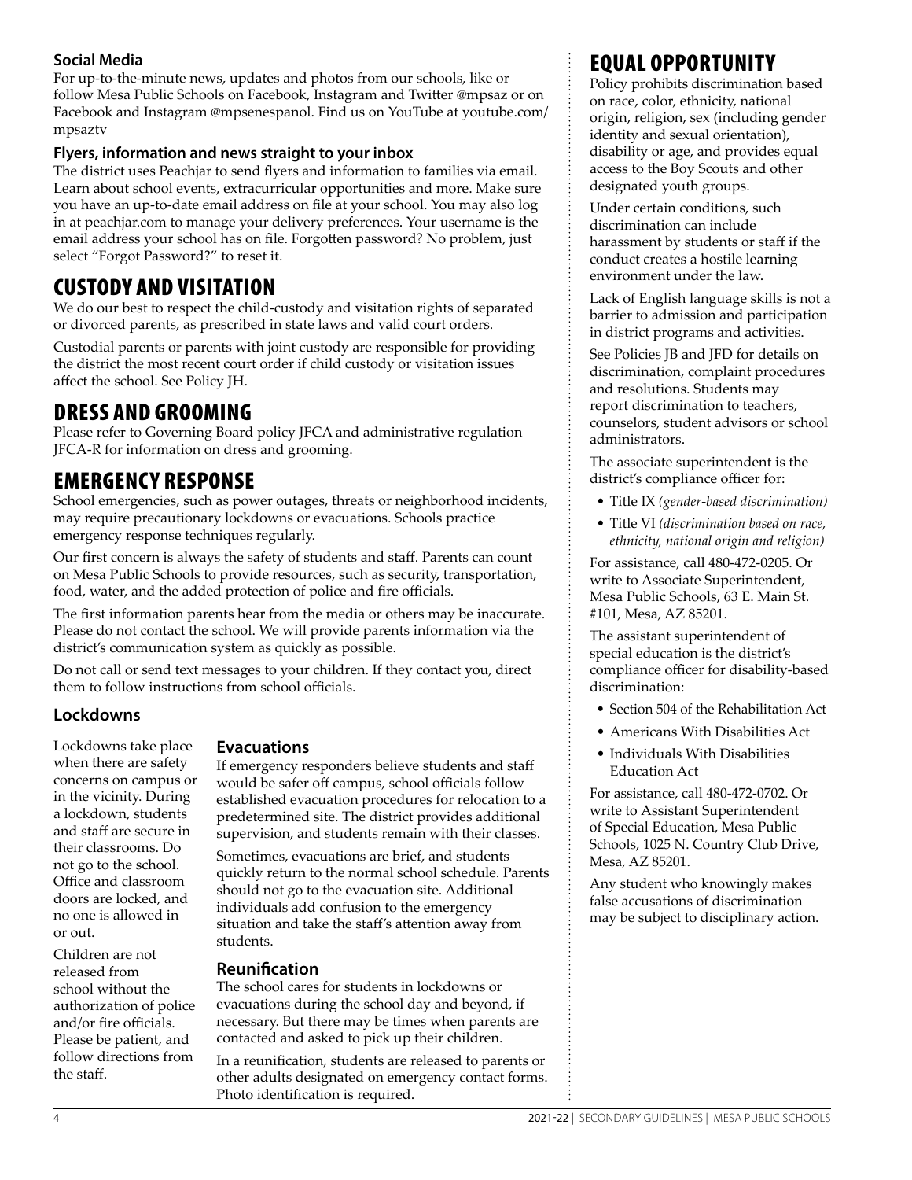### Social Media

For up-to-the-minute news, updates and photos from our schools, like or follow Mesa Public Schools on Facebook, Instagram and Twitter @mpsaz or on Facebook and Instagram @mpsenespanol. Find us on YouTube at youtube.com/mpsaztv

### Flyers, information and news straight to your inbox

The district uses Peachjar to send flyers and information to families via email. Learn about school events, extracurricular opportunities and more. Make sure you have an up-to-date email address on file at your school. You may also log in at peachjar.com to manage your delivery preferences. Your username is the email address your school has on file. Forgotten password? No problem, just select "Forgot Password?" to reset it.

## CUSTODY AND VISITATION

We do our best to respect the child-custody and visitation rights of separated or divorced parents, as prescribed in state laws and valid court orders.

Custodial parents or parents with joint custody are responsible for providing the district the most recent court order if child custody or visitation issues affect the school. See Policy JH.

## DRESS AND GROOMING

Please refer to Governing Board policy JFCA and administrative regulation JFCA-R for information on dress and grooming.

## EMERGENCY RESPONSE

School emergencies, such as power outages, threats or neighborhood incidents, may require precautionary lockdowns or evacuations. Schools practice emergency response techniques regularly.

Our first concern is always the safety of students and staff. Parents can count on Mesa Public Schools to provide resources, such as security, transportation, food, water, and the added protection of police and fire officials.

The first information parents hear from the media or others may be inaccurate. Please do not contact the school. We will provide parents information via the district's communication system as quickly as possible.

Do not call or send text messages to your children. If they contact you, direct them to follow instructions from school officials.

### Lockdowns

Lockdowns take place when there are safety concerns on campus or in the vicinity. During a lockdown, students and staff are secure in their classrooms. Do not go to the school. Office and classroom doors are locked, and no one is allowed in or out.

Children are not released from school without the authorization of police and/or fire officials. Please be patient, and follow directions from the staff.

### Evacuations

If emergency responders believe students and staff would be safer off campus, school officials follow established evacuation procedures for relocation to a predetermined site. The district provides additional supervision, and students remain with their classes.

Sometimes, evacuations are brief, and students quickly return to the normal school schedule. Parents should not go to the evacuation site. Additional individuals add confusion to the emergency situation and take the staff's attention away from students.

### Reunification

The school cares for students in lockdowns or evacuations during the school day and beyond, if necessary. But there may be times when parents are contacted and asked to pick up their children.

In a reunification, students are released to parents or other adults designated on emergency contact forms. Photo identification is required.

## EQUAL OPPORTUNITY

Policy prohibits discrimination based on race, color, ethnicity, national origin, religion, sex (including gender identity and sexual orientation), disability or age, and provides equal access to the Boy Scouts and other designated youth groups.

Under certain conditions, such discrimination can include harassment by students or staff if the conduct creates a hostile learning environment under the law.

Lack of English language skills is not a barrier to admission and participation in district programs and activities.

See Policies JB and JFD for details on discrimination, complaint procedures and resolutions. Students may report discrimination to teachers, counselors, student advisors or school administrators.

The associate superintendent is the district's compliance officer for:

- Title IX *(gender-based discrimination)*
- Title VI *(discrimination based on race, ethnicity, national origin and religion)*

For assistance, call 480-472-0205. Or write to Associate Superintendent, Mesa Public Schools, 63 E. Main St. #101, Mesa, AZ 85201.

The assistant superintendent of special education is the district's compliance officer for disability-based discrimination:

- Section 504 of the Rehabilitation Act
- Americans With Disabilities Act
- Individuals With Disabilities Education Act

For assistance, call 480-472-0702. Or write to Assistant Superintendent of Special Education, Mesa Public Schools, 1025 N. Country Club Drive, Mesa, AZ 85201.

Any student who knowingly makes false accusations of discrimination may be subject to disciplinary action.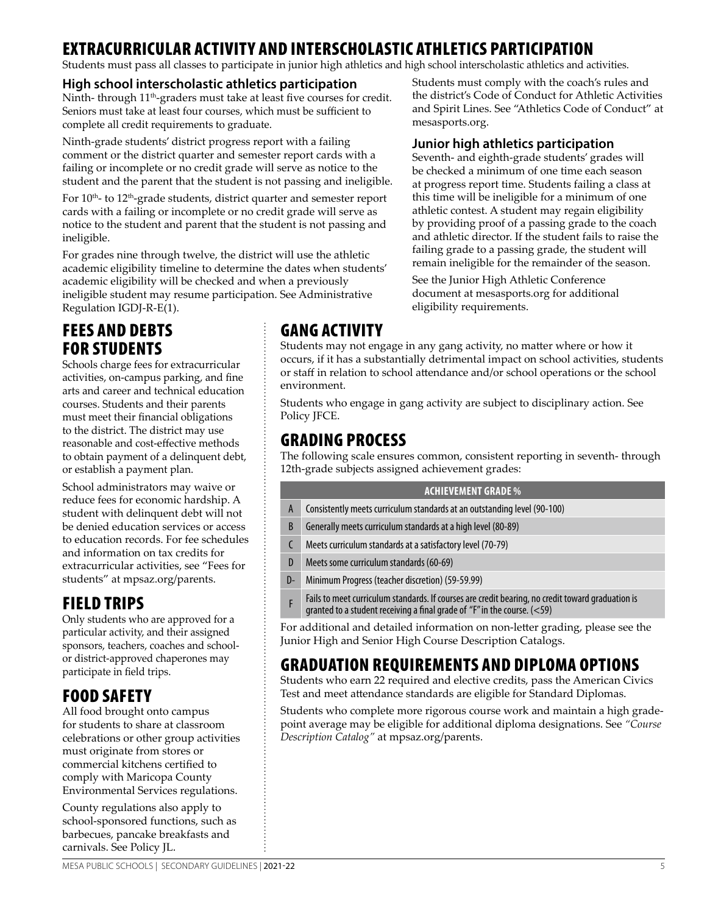# EXTRACURRICULAR ACTIVITY AND INTERSCHOLASTIC ATHLETICS PARTICIPATION

Students must pass all classes to participate in junior high athletics and high school interscholastic athletics and activities.

### High school interscholastic athletics participation

Ninth- through 11th-graders must take at least five courses for credit. Seniors must take at least four courses, which must be sufficient to complete all credit requirements to graduate.

Ninth-grade students' district progress report with a failing comment or the district quarter and semester report cards with a failing or incomplete or no credit grade will serve as notice to the student and the parent that the student is not passing and ineligible.

For 10th- to 12th-grade students, district quarter and semester report cards with a failing or incomplete or no credit grade will serve as notice to the student and parent that the student is not passing and ineligible.

For grades nine through twelve, the district will use the athletic academic eligibility timeline to determine the dates when students' academic eligibility will be checked and when a previously ineligible student may resume participation. See Administrative Regulation IGDJ-R-E(1).

Students must comply with the coach's rules and the district's Code of Conduct for Athletic Activities and Spirit Lines. See "Athletics Code of Conduct" at mesasports.org.

### Junior high athletics participation

Seventh- and eighth-grade students' grades will be checked a minimum of one time each season at progress report time. Students failing a class at this time will be ineligible for a minimum of one athletic contest. A student may regain eligibility by providing proof of a passing grade to the coach and athletic director. If the student fails to raise the failing grade to a passing grade, the student will remain ineligible for the remainder of the season.

See the Junior High Athletic Conference document at mesasports.org for additional eligibility requirements.

# FEES AND DEBTS FOR STUDENTS

Schools charge fees for extracurricular activities, on-campus parking, and fine arts and career and technical education courses. Students and their parents must meet their financial obligations to the district. The district may use reasonable and cost-effective methods to obtain payment of a delinquent debt, or establish a payment plan.

School administrators may waive or reduce fees for economic hardship. A student with delinquent debt will not be denied education services or access to education records. For fee schedules and information on tax credits for extracurricular activities, see "Fees for students" at mpsaz.org/parents.

# FIELD TRIPS

Only students who are approved for a particular activity, and their assigned sponsors, teachers, coaches and school- or district-approved chaperones may participate in field trips.

# FOOD SAFETY

All food brought onto campus for students to share at classroom celebrations or other group activities must originate from stores or commercial kitchens certified to comply with Maricopa County Environmental Services regulations.

County regulations also apply to school-sponsored functions, such as barbecues, pancake breakfasts and carnivals. See Policy JL.

# GANG ACTIVITY

Students may not engage in any gang activity, no matter where or how it occurs, if it has a substantially detrimental impact on school activities, students or staff in relation to school attendance and/or school operations or the school environment.

Students who engage in gang activity are subject to disciplinary action. See Policy JFCE.

# GRADING PROCESS

The following scale ensures common, consistent reporting in seventh- through 12th-grade subjects assigned achievement grades:

| ACHIEVEMENT GRADE % | |
|---|---|
| A | Consistently meets curriculum standards at an outstanding level (90-100) |
| B | Generally meets curriculum standards at a high level (80-89) |
| C | Meets curriculum standards at a satisfactory level (70-79) |
| D | Meets some curriculum standards (60-69) |
| D- | Minimum Progress (teacher discretion) (59-59.99) |
| F | Fails to meet curriculum standards. If courses are credit bearing, no credit toward graduation is granted to a student receiving a final grade of "F" in the course. (<59) |

For additional and detailed information on non-letter grading, please see the Junior High and Senior High Course Description Catalogs.

# GRADUATION REQUIREMENTS AND DIPLOMA OPTIONS

Students who earn 22 required and elective credits, pass the American Civics Test and meet attendance standards are eligible for Standard Diplomas.

Students who complete more rigorous course work and maintain a high grade-point average may be eligible for additional diploma designations. See *"Course Description Catalog"* at mpsaz.org/parents.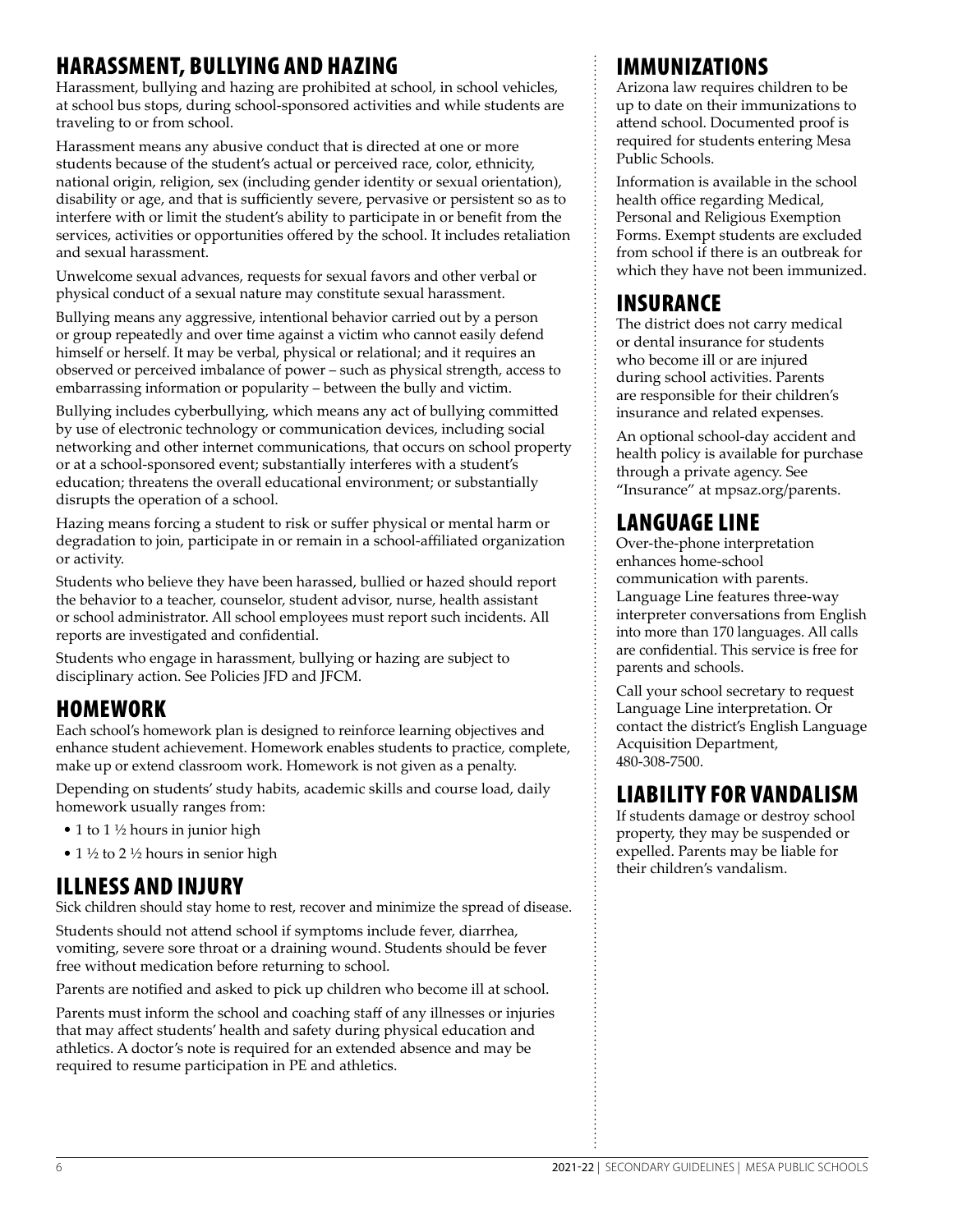## HARASSMENT, BULLYING AND HAZING

Harassment, bullying and hazing are prohibited at school, in school vehicles, at school bus stops, during school-sponsored activities and while students are traveling to or from school.

Harassment means any abusive conduct that is directed at one or more students because of the student's actual or perceived race, color, ethnicity, national origin, religion, sex (including gender identity or sexual orientation), disability or age, and that is sufficiently severe, pervasive or persistent so as to interfere with or limit the student's ability to participate in or benefit from the services, activities or opportunities offered by the school. It includes retaliation and sexual harassment.

Unwelcome sexual advances, requests for sexual favors and other verbal or physical conduct of a sexual nature may constitute sexual harassment.

Bullying means any aggressive, intentional behavior carried out by a person or group repeatedly and over time against a victim who cannot easily defend himself or herself. It may be verbal, physical or relational; and it requires an observed or perceived imbalance of power – such as physical strength, access to embarrassing information or popularity – between the bully and victim.

Bullying includes cyberbullying, which means any act of bullying committed by use of electronic technology or communication devices, including social networking and other internet communications, that occurs on school property or at a school-sponsored event; substantially interferes with a student's education; threatens the overall educational environment; or substantially disrupts the operation of a school.

Hazing means forcing a student to risk or suffer physical or mental harm or degradation to join, participate in or remain in a school-affiliated organization or activity.

Students who believe they have been harassed, bullied or hazed should report the behavior to a teacher, counselor, student advisor, nurse, health assistant or school administrator. All school employees must report such incidents. All reports are investigated and confidential.

Students who engage in harassment, bullying or hazing are subject to disciplinary action. See Policies JFD and JFCM.

## HOMEWORK

Each school's homework plan is designed to reinforce learning objectives and enhance student achievement. Homework enables students to practice, complete, make up or extend classroom work. Homework is not given as a penalty.

Depending on students' study habits, academic skills and course load, daily homework usually ranges from:

- 1 to 1 ½ hours in junior high
- 1 ½ to 2 ½ hours in senior high

## ILLNESS AND INJURY

Sick children should stay home to rest, recover and minimize the spread of disease.

Students should not attend school if symptoms include fever, diarrhea, vomiting, severe sore throat or a draining wound. Students should be fever free without medication before returning to school.

Parents are notified and asked to pick up children who become ill at school.

Parents must inform the school and coaching staff of any illnesses or injuries that may affect students' health and safety during physical education and athletics. A doctor's note is required for an extended absence and may be required to resume participation in PE and athletics.

## IMMUNIZATIONS

Arizona law requires children to be up to date on their immunizations to attend school. Documented proof is required for students entering Mesa Public Schools.

Information is available in the school health office regarding Medical, Personal and Religious Exemption Forms. Exempt students are excluded from school if there is an outbreak for which they have not been immunized.

## INSURANCE

The district does not carry medical or dental insurance for students who become ill or are injured during school activities. Parents are responsible for their children's insurance and related expenses.

An optional school-day accident and health policy is available for purchase through a private agency. See "Insurance" at mpsaz.org/parents.

## LANGUAGE LINE

Over-the-phone interpretation enhances home-school communication with parents. Language Line features three-way interpreter conversations from English into more than 170 languages. All calls are confidential. This service is free for parents and schools.

Call your school secretary to request Language Line interpretation. Or contact the district's English Language Acquisition Department, 480-308-7500.

## LIABILITY FOR VANDALISM

If students damage or destroy school property, they may be suspended or expelled. Parents may be liable for their children's vandalism.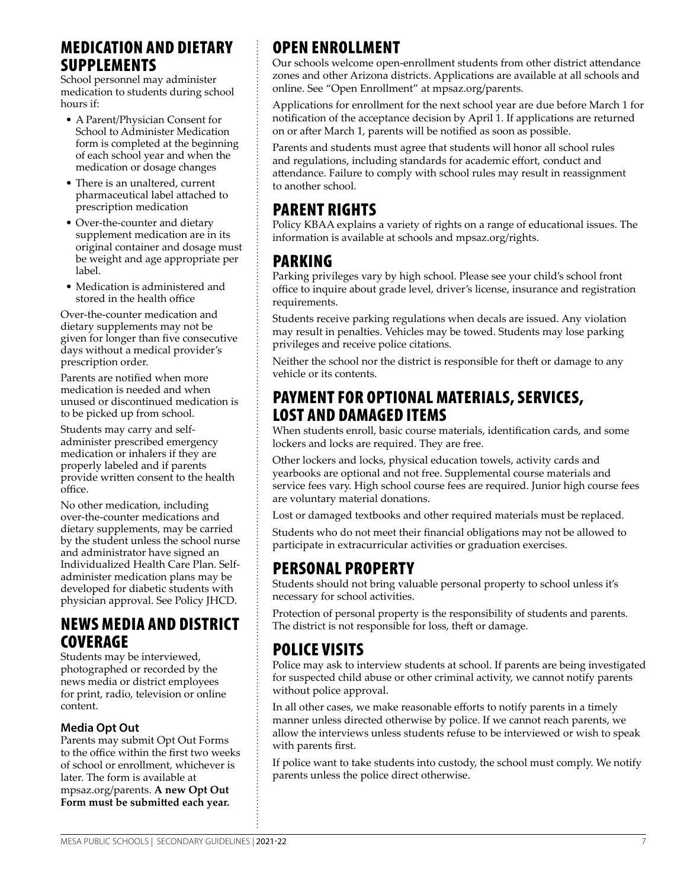## MEDICATION AND DIETARY SUPPLEMENTS

School personnel may administer medication to students during school hours if:

- A Parent/Physician Consent for School to Administer Medication form is completed at the beginning of each school year and when the medication or dosage changes
- There is an unaltered, current pharmaceutical label attached to prescription medication
- Over-the-counter and dietary supplement medication are in its original container and dosage must be weight and age appropriate per label.
- Medication is administered and stored in the health office

Over-the-counter medication and dietary supplements may not be given for longer than five consecutive days without a medical provider's prescription order.

Parents are notified when more medication is needed and when unused or discontinued medication is to be picked up from school.

Students may carry and self-administer prescribed emergency medication or inhalers if they are properly labeled and if parents provide written consent to the health office.

No other medication, including over-the-counter medications and dietary supplements, may be carried by the student unless the school nurse and administrator have signed an Individualized Health Care Plan. Self-administer medication plans may be developed for diabetic students with physician approval. See Policy JHCD.

## NEWS MEDIA AND DISTRICT COVERAGE

Students may be interviewed, photographed or recorded by the news media or district employees for print, radio, television or online content.

### Media Opt Out

Parents may submit Opt Out Forms to the office within the first two weeks of school or enrollment, whichever is later. The form is available at mpsaz.org/parents. **A new Opt Out Form must be submitted each year.**

## OPEN ENROLLMENT

Our schools welcome open-enrollment students from other district attendance zones and other Arizona districts. Applications are available at all schools and online. See "Open Enrollment" at mpsaz.org/parents.

Applications for enrollment for the next school year are due before March 1 for notification of the acceptance decision by April 1. If applications are returned on or after March 1, parents will be notified as soon as possible.

Parents and students must agree that students will honor all school rules and regulations, including standards for academic effort, conduct and attendance. Failure to comply with school rules may result in reassignment to another school.

## PARENT RIGHTS

Policy KBAA explains a variety of rights on a range of educational issues. The information is available at schools and mpsaz.org/rights.

## PARKING

Parking privileges vary by high school. Please see your child's school front office to inquire about grade level, driver's license, insurance and registration requirements.

Students receive parking regulations when decals are issued. Any violation may result in penalties. Vehicles may be towed. Students may lose parking privileges and receive police citations.

Neither the school nor the district is responsible for theft or damage to any vehicle or its contents.

## PAYMENT FOR OPTIONAL MATERIALS, SERVICES, LOST AND DAMAGED ITEMS

When students enroll, basic course materials, identification cards, and some lockers and locks are required. They are free.

Other lockers and locks, physical education towels, activity cards and yearbooks are optional and not free. Supplemental course materials and service fees vary. High school course fees are required. Junior high course fees are voluntary material donations.

Lost or damaged textbooks and other required materials must be replaced.

Students who do not meet their financial obligations may not be allowed to participate in extracurricular activities or graduation exercises.

## PERSONAL PROPERTY

Students should not bring valuable personal property to school unless it's necessary for school activities.

Protection of personal property is the responsibility of students and parents. The district is not responsible for loss, theft or damage.

## POLICE VISITS

Police may ask to interview students at school. If parents are being investigated for suspected child abuse or other criminal activity, we cannot notify parents without police approval.

In all other cases, we make reasonable efforts to notify parents in a timely manner unless directed otherwise by police. If we cannot reach parents, we allow the interviews unless students refuse to be interviewed or wish to speak with parents first.

If police want to take students into custody, the school must comply. We notify parents unless the police direct otherwise.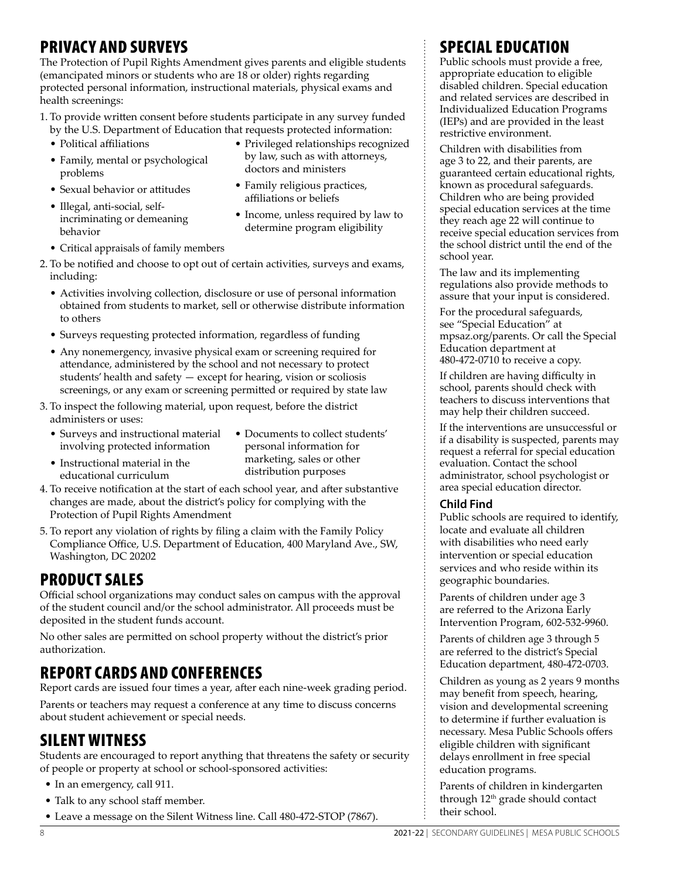## PRIVACY AND SURVEYS

The Protection of Pupil Rights Amendment gives parents and eligible students (emancipated minors or students who are 18 or older) rights regarding protected personal information, instructional materials, physical exams and health screenings:

1. To provide written consent before students participate in any survey funded by the U.S. Department of Education that requests protected information:
   - Political affiliations
   - Family, mental or psychological problems
   - Sexual behavior or attitudes
   - Illegal, anti-social, self-incriminating or demeaning behavior
   - Critical appraisals of family members
   - Privileged relationships recognized by law, such as with attorneys, doctors and ministers
   - Family religious practices, affiliations or beliefs
   - Income, unless required by law to determine program eligibility
2. To be notified and choose to opt out of certain activities, surveys and exams, including:
   - Activities involving collection, disclosure or use of personal information obtained from students to market, sell or otherwise distribute information to others
   - Surveys requesting protected information, regardless of funding
   - Any nonemergency, invasive physical exam or screening required for attendance, administered by the school and not necessary to protect students' health and safety — except for hearing, vision or scoliosis screenings, or any exam or screening permitted or required by state law
3. To inspect the following material, upon request, before the district administers or uses:
   - Surveys and instructional material involving protected information
   - Instructional material in the educational curriculum
   - Documents to collect students' personal information for marketing, sales or other distribution purposes
4. To receive notification at the start of each school year, and after substantive changes are made, about the district's policy for complying with the Protection of Pupil Rights Amendment
5. To report any violation of rights by filing a claim with the Family Policy Compliance Office, U.S. Department of Education, 400 Maryland Ave., SW, Washington, DC 20202

## PRODUCT SALES

Official school organizations may conduct sales on campus with the approval of the student council and/or the school administrator. All proceeds must be deposited in the student funds account.

No other sales are permitted on school property without the district's prior authorization.

## REPORT CARDS AND CONFERENCES

Report cards are issued four times a year, after each nine-week grading period.

Parents or teachers may request a conference at any time to discuss concerns about student achievement or special needs.

## SILENT WITNESS

Students are encouraged to report anything that threatens the safety or security of people or property at school or school-sponsored activities:

- In an emergency, call 911.
- Talk to any school staff member.
- Leave a message on the Silent Witness line. Call 480-472-STOP (7867).

## SPECIAL EDUCATION

Public schools must provide a free, appropriate education to eligible disabled children. Special education and related services are described in Individualized Education Programs (IEPs) and are provided in the least restrictive environment.

Children with disabilities from age 3 to 22, and their parents, are guaranteed certain educational rights, known as procedural safeguards. Children who are being provided special education services at the time they reach age 22 will continue to receive special education services from the school district until the end of the school year.

The law and its implementing regulations also provide methods to assure that your input is considered.

For the procedural safeguards, see "Special Education" at mpsaz.org/parents. Or call the Special Education department at 480-472-0710 to receive a copy.

If children are having difficulty in school, parents should check with teachers to discuss interventions that may help their children succeed.

If the interventions are unsuccessful or if a disability is suspected, parents may request a referral for special education evaluation. Contact the school administrator, school psychologist or area special education director.

### Child Find

Public schools are required to identify, locate and evaluate all children with disabilities who need early intervention or special education services and who reside within its geographic boundaries.

Parents of children under age 3 are referred to the Arizona Early Intervention Program, 602-532-9960.

Parents of children age 3 through 5 are referred to the district's Special Education department, 480-472-0703.

Children as young as 2 years 9 months may benefit from speech, hearing, vision and developmental screening to determine if further evaluation is necessary. Mesa Public Schools offers eligible children with significant delays enrollment in free special education programs.

Parents of children in kindergarten through 12th grade should contact their school.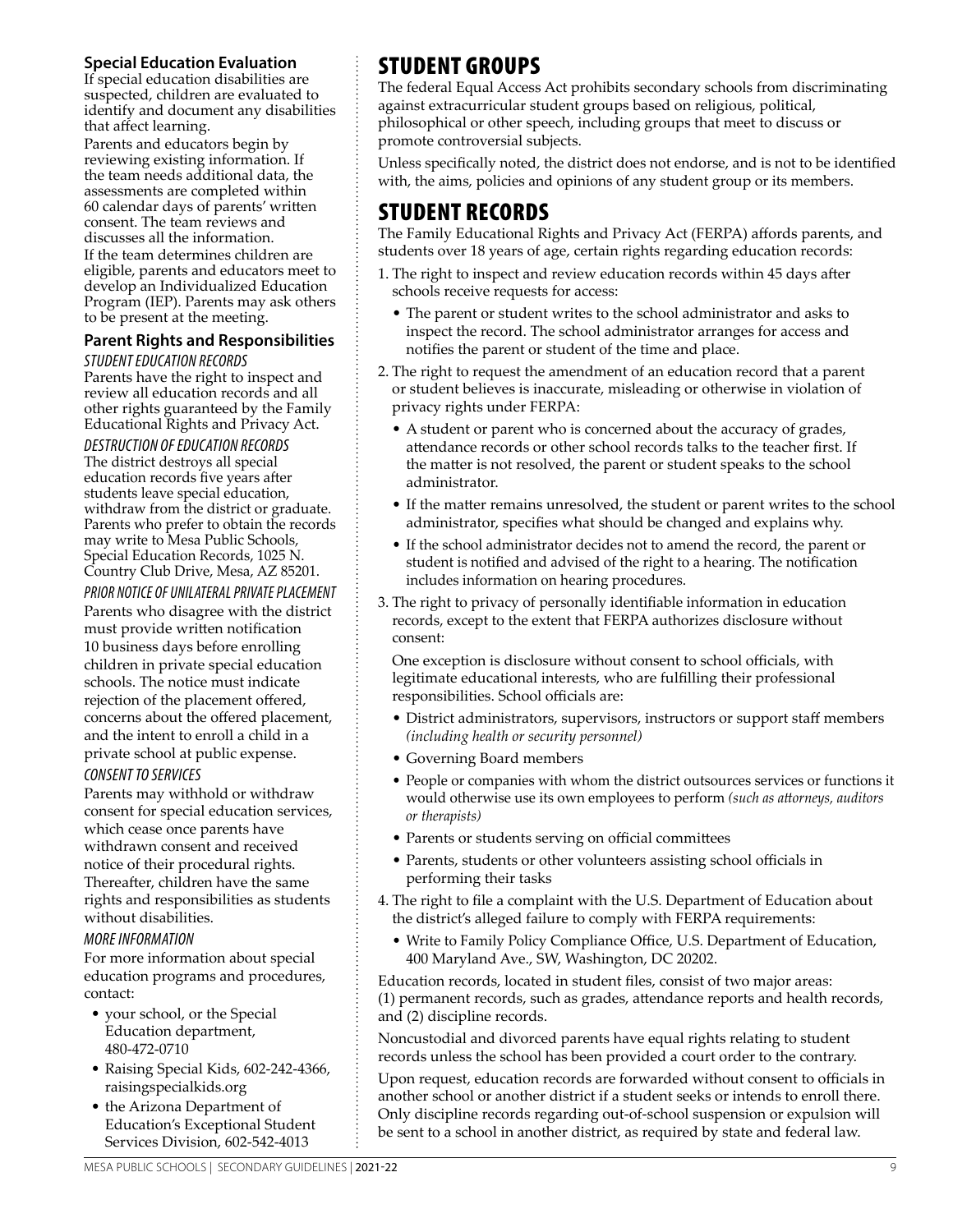### Special Education Evaluation

If special education disabilities are suspected, children are evaluated to identify and document any disabilities that affect learning.

Parents and educators begin by reviewing existing information. If the team needs additional data, the assessments are completed within 60 calendar days of parents' written consent. The team reviews and discusses all the information.

If the team determines children are eligible, parents and educators meet to develop an Individualized Education Program (IEP). Parents may ask others to be present at the meeting.

### Parent Rights and Responsibilities

#### STUDENT EDUCATION RECORDS

Parents have the right to inspect and review all education records and all other rights guaranteed by the Family Educational Rights and Privacy Act.

#### DESTRUCTION OF EDUCATION RECORDS

The district destroys all special education records five years after students leave special education, withdraw from the district or graduate. Parents who prefer to obtain the records may write to Mesa Public Schools, Special Education Records, 1025 N. Country Club Drive, Mesa, AZ 85201.

#### PRIOR NOTICE OF UNILATERAL PRIVATE PLACEMENT

Parents who disagree with the district must provide written notification 10 business days before enrolling children in private special education schools. The notice must indicate rejection of the placement offered, concerns about the offered placement, and the intent to enroll a child in a private school at public expense.

#### CONSENT TO SERVICES

Parents may withhold or withdraw consent for special education services, which cease once parents have withdrawn consent and received notice of their procedural rights. Thereafter, children have the same rights and responsibilities as students without disabilities.

#### MORE INFORMATION

For more information about special education programs and procedures, contact:

- your school, or the Special Education department, 480-472-0710
- Raising Special Kids, 602-242-4366, raisingspecialkids.org
- the Arizona Department of Education's Exceptional Student Services Division, 602-542-4013

## STUDENT GROUPS

The federal Equal Access Act prohibits secondary schools from discriminating against extracurricular student groups based on religious, political, philosophical or other speech, including groups that meet to discuss or promote controversial subjects.

Unless specifically noted, the district does not endorse, and is not to be identified with, the aims, policies and opinions of any student group or its members.

## STUDENT RECORDS

The Family Educational Rights and Privacy Act (FERPA) affords parents, and students over 18 years of age, certain rights regarding education records:

1. The right to inspect and review education records within 45 days after schools receive requests for access:
   - The parent or student writes to the school administrator and asks to inspect the record. The school administrator arranges for access and notifies the parent or student of the time and place.
2. The right to request the amendment of an education record that a parent or student believes is inaccurate, misleading or otherwise in violation of privacy rights under FERPA:
   - A student or parent who is concerned about the accuracy of grades, attendance records or other school records talks to the teacher first. If the matter is not resolved, the parent or student speaks to the school administrator.
   - If the matter remains unresolved, the student or parent writes to the school administrator, specifies what should be changed and explains why.
   - If the school administrator decides not to amend the record, the parent or student is notified and advised of the right to a hearing. The notification includes information on hearing procedures.
3. The right to privacy of personally identifiable information in education records, except to the extent that FERPA authorizes disclosure without consent:

   One exception is disclosure without consent to school officials, with legitimate educational interests, who are fulfilling their professional responsibilities. School officials are:
   - District administrators, supervisors, instructors or support staff members *(including health or security personnel)*
   - Governing Board members
   - People or companies with whom the district outsources services or functions it would otherwise use its own employees to perform *(such as attorneys, auditors or therapists)*
   - Parents or students serving on official committees
   - Parents, students or other volunteers assisting school officials in performing their tasks
4. The right to file a complaint with the U.S. Department of Education about the district's alleged failure to comply with FERPA requirements:
   - Write to Family Policy Compliance Office, U.S. Department of Education, 400 Maryland Ave., SW, Washington, DC 20202.

Education records, located in student files, consist of two major areas: (1) permanent records, such as grades, attendance reports and health records, and (2) discipline records.

Noncustodial and divorced parents have equal rights relating to student records unless the school has been provided a court order to the contrary.

Upon request, education records are forwarded without consent to officials in another school or another district if a student seeks or intends to enroll there. Only discipline records regarding out-of-school suspension or expulsion will be sent to a school in another district, as required by state and federal law.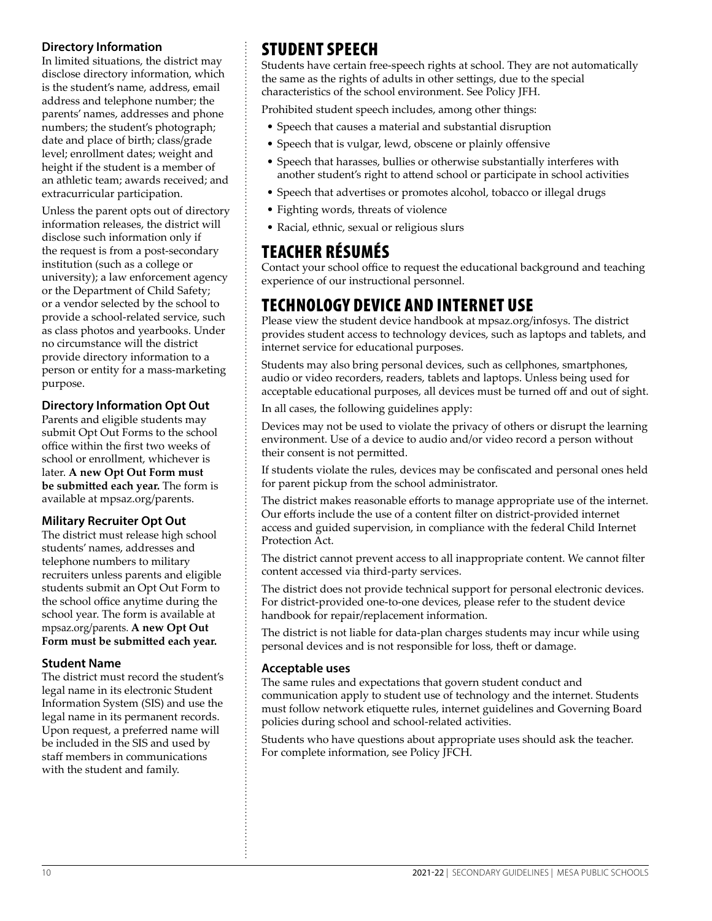### Directory Information

In limited situations, the district may disclose directory information, which is the student's name, address, email address and telephone number; the parents' names, addresses and phone numbers; the student's photograph; date and place of birth; class/grade level; enrollment dates; weight and height if the student is a member of an athletic team; awards received; and extracurricular participation.

Unless the parent opts out of directory information releases, the district will disclose such information only if the request is from a post-secondary institution (such as a college or university); a law enforcement agency or the Department of Child Safety; or a vendor selected by the school to provide a school-related service, such as class photos and yearbooks. Under no circumstance will the district provide directory information to a person or entity for a mass-marketing purpose.

### Directory Information Opt Out

Parents and eligible students may submit Opt Out Forms to the school office within the first two weeks of school or enrollment, whichever is later. **A new Opt Out Form must be submitted each year.** The form is available at mpsaz.org/parents.

### Military Recruiter Opt Out

The district must release high school students' names, addresses and telephone numbers to military recruiters unless parents and eligible students submit an Opt Out Form to the school office anytime during the school year. The form is available at mpsaz.org/parents. **A new Opt Out Form must be submitted each year.**

### Student Name

The district must record the student's legal name in its electronic Student Information System (SIS) and use the legal name in its permanent records. Upon request, a preferred name will be included in the SIS and used by staff members in communications with the student and family.

## STUDENT SPEECH

Students have certain free-speech rights at school. They are not automatically the same as the rights of adults in other settings, due to the special characteristics of the school environment. See Policy JFH.

Prohibited student speech includes, among other things:

- Speech that causes a material and substantial disruption
- Speech that is vulgar, lewd, obscene or plainly offensive
- Speech that harasses, bullies or otherwise substantially interferes with another student's right to attend school or participate in school activities
- Speech that advertises or promotes alcohol, tobacco or illegal drugs
- Fighting words, threats of violence
- Racial, ethnic, sexual or religious slurs

## TEACHER RÉSUMÉS

Contact your school office to request the educational background and teaching experience of our instructional personnel.

## TECHNOLOGY DEVICE AND INTERNET USE

Please view the student device handbook at mpsaz.org/infosys. The district provides student access to technology devices, such as laptops and tablets, and internet service for educational purposes.

Students may also bring personal devices, such as cellphones, smartphones, audio or video recorders, readers, tablets and laptops. Unless being used for acceptable educational purposes, all devices must be turned off and out of sight.

In all cases, the following guidelines apply:

Devices may not be used to violate the privacy of others or disrupt the learning environment. Use of a device to audio and/or video record a person without their consent is not permitted.

If students violate the rules, devices may be confiscated and personal ones held for parent pickup from the school administrator.

The district makes reasonable efforts to manage appropriate use of the internet. Our efforts include the use of a content filter on district-provided internet access and guided supervision, in compliance with the federal Child Internet Protection Act.

The district cannot prevent access to all inappropriate content. We cannot filter content accessed via third-party services.

The district does not provide technical support for personal electronic devices. For district-provided one-to-one devices, please refer to the student device handbook for repair/replacement information.

The district is not liable for data-plan charges students may incur while using personal devices and is not responsible for loss, theft or damage.

### Acceptable uses

The same rules and expectations that govern student conduct and communication apply to student use of technology and the internet. Students must follow network etiquette rules, internet guidelines and Governing Board policies during school and school-related activities.

Students who have questions about appropriate uses should ask the teacher. For complete information, see Policy JFCH.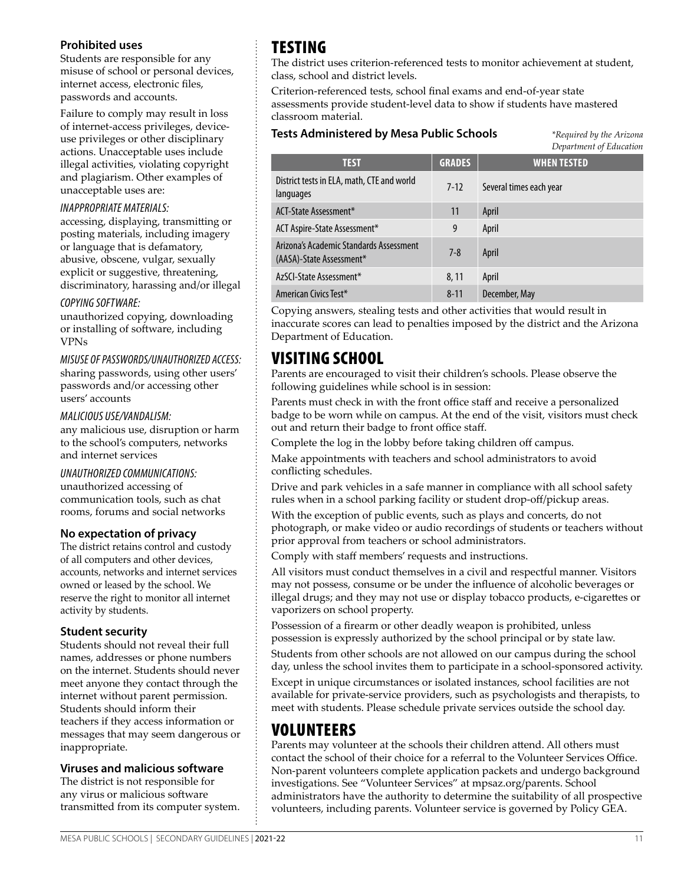### Prohibited uses

Students are responsible for any misuse of school or personal devices, internet access, electronic files, passwords and accounts.

Failure to comply may result in loss of internet-access privileges, device-use privileges or other disciplinary actions. Unacceptable uses include illegal activities, violating copyright and plagiarism. Other examples of unacceptable uses are:

*INAPPROPRIATE MATERIALS:*
accessing, displaying, transmitting or posting materials, including imagery or language that is defamatory, abusive, obscene, vulgar, sexually explicit or suggestive, threatening, discriminatory, harassing and/or illegal

*COPYING SOFTWARE:*
unauthorized copying, downloading or installing of software, including VPNs

*MISUSE OF PASSWORDS/UNAUTHORIZED ACCESS:*
sharing passwords, using other users' passwords and/or accessing other users' accounts

*MALICIOUS USE/VANDALISM:*
any malicious use, disruption or harm to the school's computers, networks and internet services

*UNAUTHORIZED COMMUNICATIONS:*
unauthorized accessing of communication tools, such as chat rooms, forums and social networks

### No expectation of privacy

The district retains control and custody of all computers and other devices, accounts, networks and internet services owned or leased by the school. We reserve the right to monitor all internet activity by students.

### Student security

Students should not reveal their full names, addresses or phone numbers on the internet. Students should never meet anyone they contact through the internet without parent permission. Students should inform their teachers if they access information or messages that may seem dangerous or inappropriate.

### Viruses and malicious software

The district is not responsible for any virus or malicious software transmitted from its computer system.

# TESTING

The district uses criterion-referenced tests to monitor achievement at student, class, school and district levels.

Criterion-referenced tests, school final exams and end-of-year state assessments provide student-level data to show if students have mastered classroom material.

**Tests Administered by Mesa Public Schools**

*\*Required by the Arizona Department of Education*

| TEST | GRADES | WHEN TESTED |
| --- | --- | --- |
| District tests in ELA, math, CTE and world languages | 7-12 | Several times each year |
| ACT-State Assessment* | 11 | April |
| ACT Aspire-State Assessment* | 9 | April |
| Arizona's Academic Standards Assessment (AASA)-State Assessment* | 7-8 | April |
| AzSCI-State Assessment* | 8, 11 | April |
| American Civics Test* | 8-11 | December, May |

Copying answers, stealing tests and other activities that would result in inaccurate scores can lead to penalties imposed by the district and the Arizona Department of Education.

# VISITING SCHOOL

Parents are encouraged to visit their children's schools. Please observe the following guidelines while school is in session:

Parents must check in with the front office staff and receive a personalized badge to be worn while on campus. At the end of the visit, visitors must check out and return their badge to front office staff.

Complete the log in the lobby before taking children off campus.

Make appointments with teachers and school administrators to avoid conflicting schedules.

Drive and park vehicles in a safe manner in compliance with all school safety rules when in a school parking facility or student drop-off/pickup areas.

With the exception of public events, such as plays and concerts, do not photograph, or make video or audio recordings of students or teachers without prior approval from teachers or school administrators.

Comply with staff members' requests and instructions.

All visitors must conduct themselves in a civil and respectful manner. Visitors may not possess, consume or be under the influence of alcoholic beverages or illegal drugs; and they may not use or display tobacco products, e-cigarettes or vaporizers on school property.

Possession of a firearm or other deadly weapon is prohibited, unless possession is expressly authorized by the school principal or by state law.

Students from other schools are not allowed on our campus during the school day, unless the school invites them to participate in a school-sponsored activity.

Except in unique circumstances or isolated instances, school facilities are not available for private-service providers, such as psychologists and therapists, to meet with students. Please schedule private services outside the school day.

# VOLUNTEERS

Parents may volunteer at the schools their children attend. All others must contact the school of their choice for a referral to the Volunteer Services Office. Non-parent volunteers complete application packets and undergo background investigations. See "Volunteer Services" at mpsaz.org/parents. School administrators have the authority to determine the suitability of all prospective volunteers, including parents. Volunteer service is governed by Policy GEA.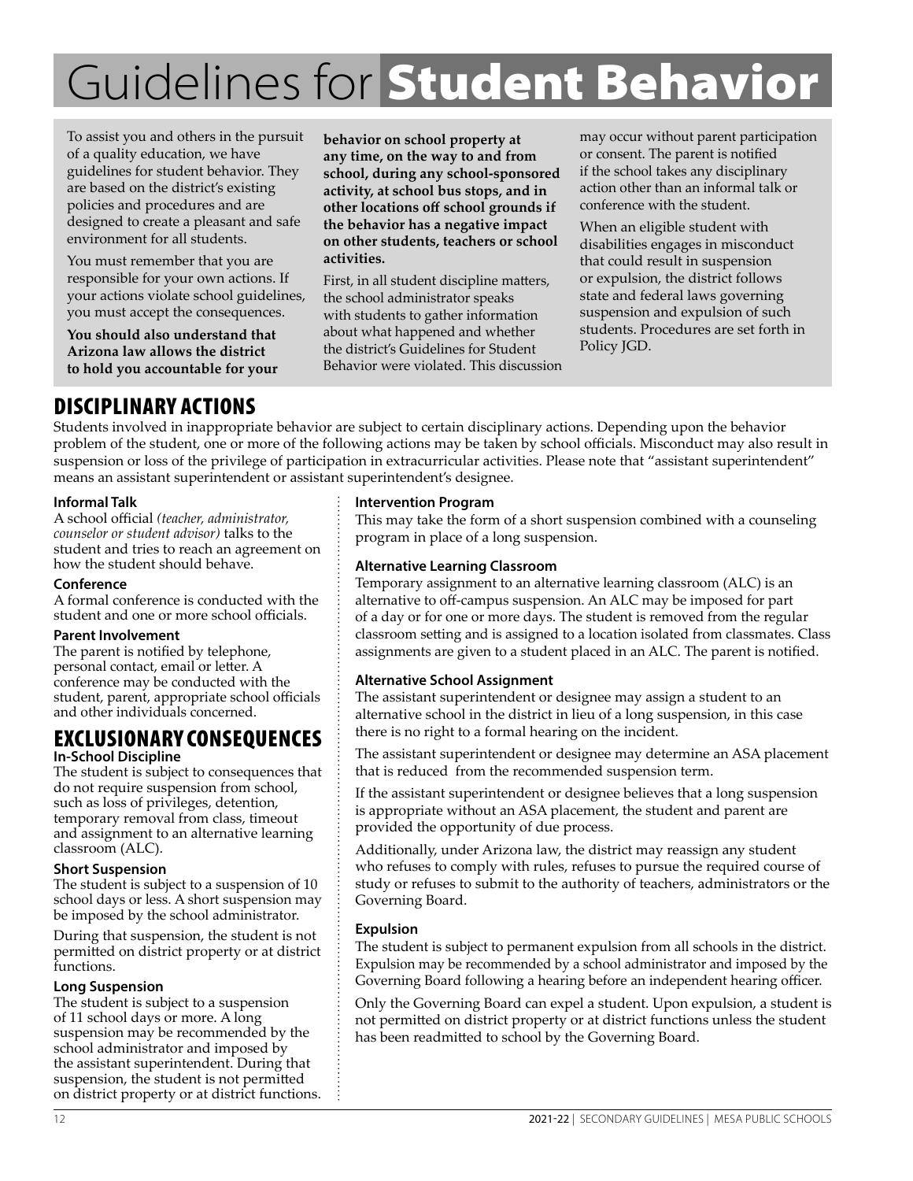# Guidelines for Student Behavior

To assist you and others in the pursuit of a quality education, we have guidelines for student behavior. They are based on the district's existing policies and procedures and are designed to create a pleasant and safe environment for all students.

You must remember that you are responsible for your own actions. If your actions violate school guidelines, you must accept the consequences.

**You should also understand that Arizona law allows the district to hold you accountable for your behavior on school property at any time, on the way to and from school, during any school-sponsored activity, at school bus stops, and in other locations off school grounds if the behavior has a negative impact on other students, teachers or school activities.**

First, in all student discipline matters, the school administrator speaks with students to gather information about what happened and whether the district's Guidelines for Student Behavior were violated. This discussion may occur without parent participation or consent. The parent is notified if the school takes any disciplinary action other than an informal talk or conference with the student.

When an eligible student with disabilities engages in misconduct that could result in suspension or expulsion, the district follows state and federal laws governing suspension and expulsion of such students. Procedures are set forth in Policy JGD.

## DISCIPLINARY ACTIONS

Students involved in inappropriate behavior are subject to certain disciplinary actions. Depending upon the behavior problem of the student, one or more of the following actions may be taken by school officials. Misconduct may also result in suspension or loss of the privilege of participation in extracurricular activities. Please note that "assistant superintendent" means an assistant superintendent or assistant superintendent's designee.

### Informal Talk

A school official *(teacher, administrator, counselor or student advisor)* talks to the student and tries to reach an agreement on how the student should behave.

### Conference

A formal conference is conducted with the student and one or more school officials.

### Parent Involvement

The parent is notified by telephone, personal contact, email or letter. A conference may be conducted with the student, parent, appropriate school officials and other individuals concerned.

## EXCLUSIONARY CONSEQUENCES

### In-School Discipline

The student is subject to consequences that do not require suspension from school, such as loss of privileges, detention, temporary removal from class, timeout and assignment to an alternative learning classroom (ALC).

### Short Suspension

The student is subject to a suspension of 10 school days or less. A short suspension may be imposed by the school administrator.

During that suspension, the student is not permitted on district property or at district functions.

### Long Suspension

The student is subject to a suspension of 11 school days or more. A long suspension may be recommended by the school administrator and imposed by the assistant superintendent. During that suspension, the student is not permitted on district property or at district functions.

### Intervention Program

This may take the form of a short suspension combined with a counseling program in place of a long suspension.

### Alternative Learning Classroom

Temporary assignment to an alternative learning classroom (ALC) is an alternative to off-campus suspension. An ALC may be imposed for part of a day or for one or more days. The student is removed from the regular classroom setting and is assigned to a location isolated from classmates. Class assignments are given to a student placed in an ALC. The parent is notified.

### Alternative School Assignment

The assistant superintendent or designee may assign a student to an alternative school in the district in lieu of a long suspension, in this case there is no right to a formal hearing on the incident.

The assistant superintendent or designee may determine an ASA placement that is reduced from the recommended suspension term.

If the assistant superintendent or designee believes that a long suspension is appropriate without an ASA placement, the student and parent are provided the opportunity of due process.

Additionally, under Arizona law, the district may reassign any student who refuses to comply with rules, refuses to pursue the required course of study or refuses to submit to the authority of teachers, administrators or the Governing Board.

### Expulsion

The student is subject to permanent expulsion from all schools in the district. Expulsion may be recommended by a school administrator and imposed by the Governing Board following a hearing before an independent hearing officer.

Only the Governing Board can expel a student. Upon expulsion, a student is not permitted on district property or at district functions unless the student has been readmitted to school by the Governing Board.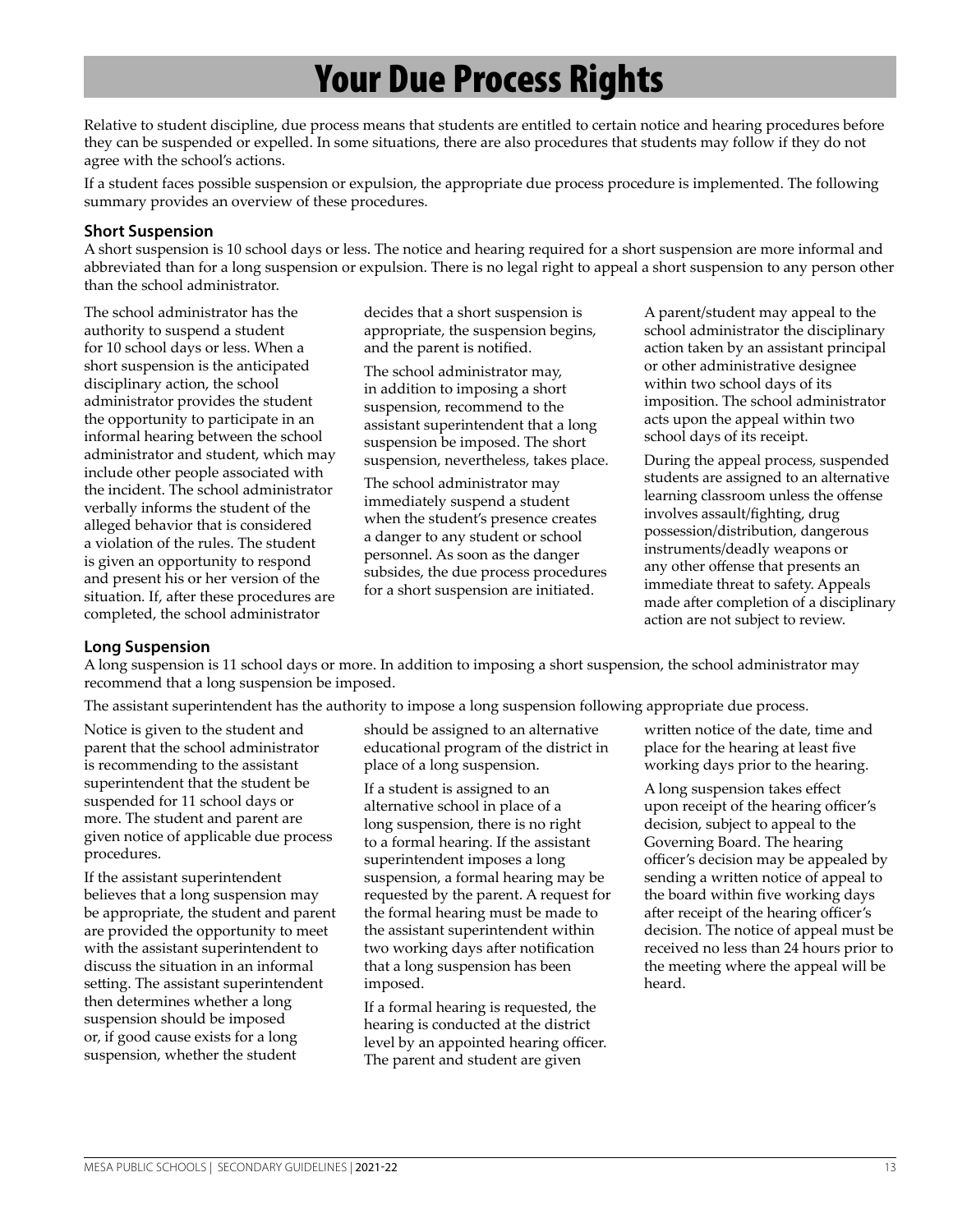# Your Due Process Rights

Relative to student discipline, due process means that students are entitled to certain notice and hearing procedures before they can be suspended or expelled. In some situations, there are also procedures that students may follow if they do not agree with the school's actions.

If a student faces possible suspension or expulsion, the appropriate due process procedure is implemented. The following summary provides an overview of these procedures.

## Short Suspension

A short suspension is 10 school days or less. The notice and hearing required for a short suspension are more informal and abbreviated than for a long suspension or expulsion. There is no legal right to appeal a short suspension to any person other than the school administrator.

The school administrator has the authority to suspend a student for 10 school days or less. When a short suspension is the anticipated disciplinary action, the school administrator provides the student the opportunity to participate in an informal hearing between the school administrator and student, which may include other people associated with the incident. The school administrator verbally informs the student of the alleged behavior that is considered a violation of the rules. The student is given an opportunity to respond and present his or her version of the situation. If, after these procedures are completed, the school administrator decides that a short suspension is appropriate, the suspension begins, and the parent is notified.

The school administrator may, in addition to imposing a short suspension, recommend to the assistant superintendent that a long suspension be imposed. The short suspension, nevertheless, takes place.

The school administrator may immediately suspend a student when the student's presence creates a danger to any student or school personnel. As soon as the danger subsides, the due process procedures for a short suspension are initiated.

A parent/student may appeal to the school administrator the disciplinary action taken by an assistant principal or other administrative designee within two school days of its imposition. The school administrator acts upon the appeal within two school days of its receipt.

During the appeal process, suspended students are assigned to an alternative learning classroom unless the offense involves assault/fighting, drug possession/distribution, dangerous instruments/deadly weapons or any other offense that presents an immediate threat to safety. Appeals made after completion of a disciplinary action are not subject to review.

## Long Suspension

A long suspension is 11 school days or more. In addition to imposing a short suspension, the school administrator may recommend that a long suspension be imposed.

The assistant superintendent has the authority to impose a long suspension following appropriate due process.

Notice is given to the student and parent that the school administrator is recommending to the assistant superintendent that the student be suspended for 11 school days or more. The student and parent are given notice of applicable due process procedures.

If the assistant superintendent believes that a long suspension may be appropriate, the student and parent are provided the opportunity to meet with the assistant superintendent to discuss the situation in an informal setting. The assistant superintendent then determines whether a long suspension should be imposed or, if good cause exists for a long suspension, whether the student should be assigned to an alternative educational program of the district in place of a long suspension.

If a student is assigned to an alternative school in place of a long suspension, there is no right to a formal hearing. If the assistant superintendent imposes a long suspension, a formal hearing may be requested by the parent. A request for the formal hearing must be made to the assistant superintendent within two working days after notification that a long suspension has been imposed.

If a formal hearing is requested, the hearing is conducted at the district level by an appointed hearing officer. The parent and student are given written notice of the date, time and place for the hearing at least five working days prior to the hearing.

A long suspension takes effect upon receipt of the hearing officer's decision, subject to appeal to the Governing Board. The hearing officer's decision may be appealed by sending a written notice of appeal to the board within five working days after receipt of the hearing officer's decision. The notice of appeal must be received no less than 24 hours prior to the meeting where the appeal will be heard.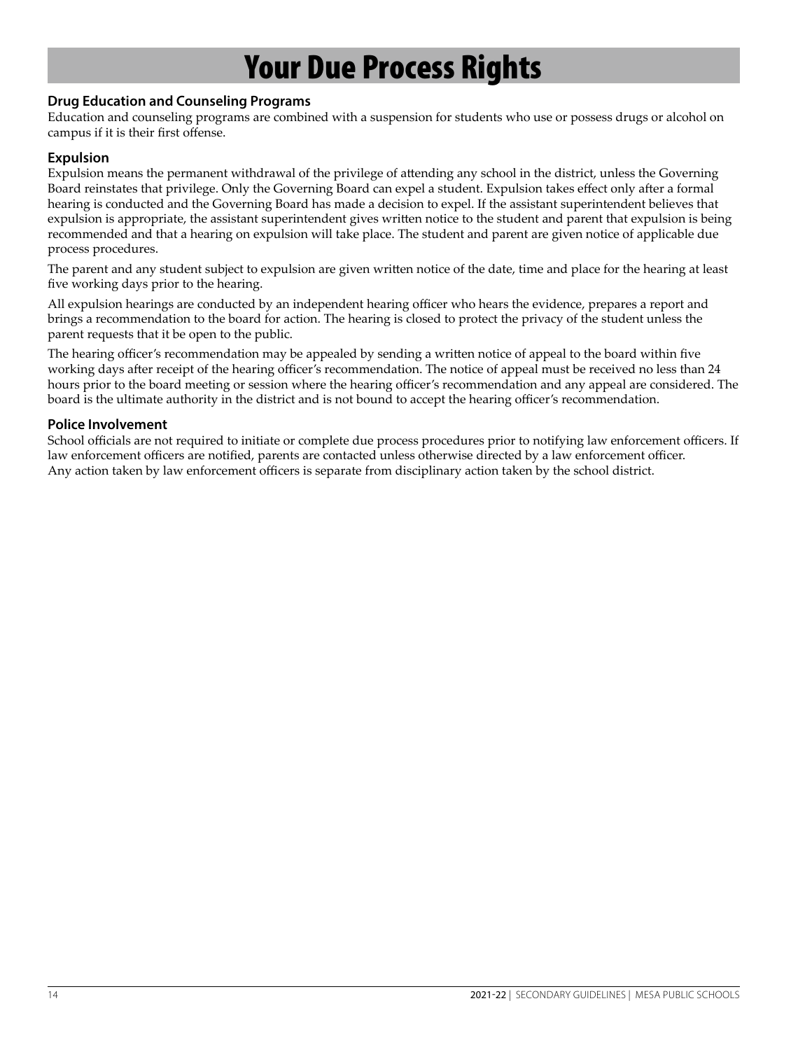# Your Due Process Rights

### Drug Education and Counseling Programs

Education and counseling programs are combined with a suspension for students who use or possess drugs or alcohol on campus if it is their first offense.

### Expulsion

Expulsion means the permanent withdrawal of the privilege of attending any school in the district, unless the Governing Board reinstates that privilege. Only the Governing Board can expel a student. Expulsion takes effect only after a formal hearing is conducted and the Governing Board has made a decision to expel. If the assistant superintendent believes that expulsion is appropriate, the assistant superintendent gives written notice to the student and parent that expulsion is being recommended and that a hearing on expulsion will take place. The student and parent are given notice of applicable due process procedures.

The parent and any student subject to expulsion are given written notice of the date, time and place for the hearing at least five working days prior to the hearing.

All expulsion hearings are conducted by an independent hearing officer who hears the evidence, prepares a report and brings a recommendation to the board for action. The hearing is closed to protect the privacy of the student unless the parent requests that it be open to the public.

The hearing officer's recommendation may be appealed by sending a written notice of appeal to the board within five working days after receipt of the hearing officer's recommendation. The notice of appeal must be received no less than 24 hours prior to the board meeting or session where the hearing officer's recommendation and any appeal are considered. The board is the ultimate authority in the district and is not bound to accept the hearing officer's recommendation.

### Police Involvement

School officials are not required to initiate or complete due process procedures prior to notifying law enforcement officers. If law enforcement officers are notified, parents are contacted unless otherwise directed by a law enforcement officer. Any action taken by law enforcement officers is separate from disciplinary action taken by the school district.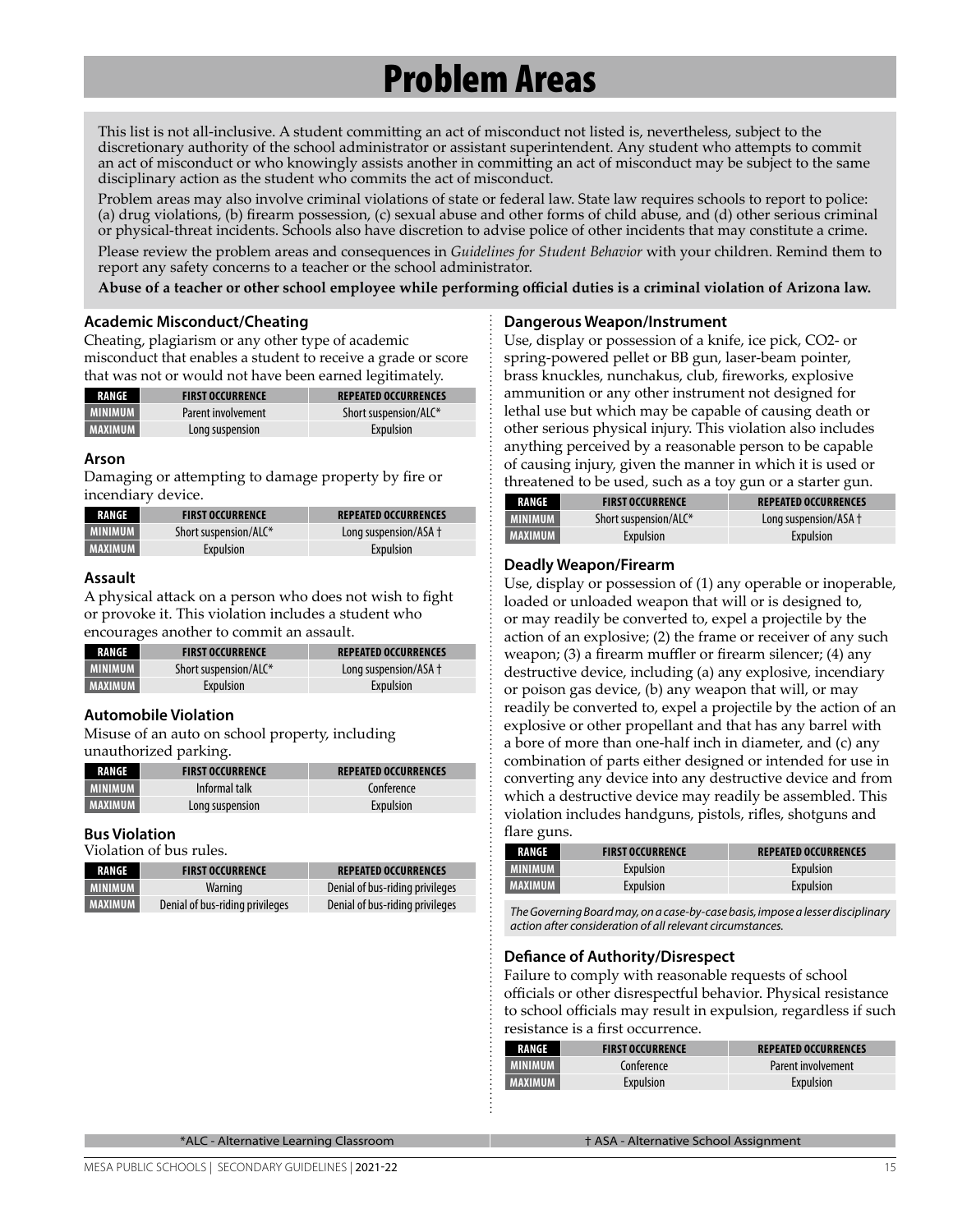# Problem Areas

This list is not all-inclusive. A student committing an act of misconduct not listed is, nevertheless, subject to the discretionary authority of the school administrator or assistant superintendent. Any student who attempts to commit an act of misconduct or who knowingly assists another in committing an act of misconduct may be subject to the same disciplinary action as the student who commits the act of misconduct.

Problem areas may also involve criminal violations of state or federal law. State law requires schools to report to police: (a) drug violations, (b) firearm possession, (c) sexual abuse and other forms of child abuse, and (d) other serious criminal or physical-threat incidents. Schools also have discretion to advise police of other incidents that may constitute a crime.

Please review the problem areas and consequences in *Guidelines for Student Behavior* with your children. Remind them to report any safety concerns to a teacher or the school administrator.

**Abuse of a teacher or other school employee while performing official duties is a criminal violation of Arizona law.**

### Academic Misconduct/Cheating

Cheating, plagiarism or any other type of academic misconduct that enables a student to receive a grade or score that was not or would not have been earned legitimately.

| RANGE | FIRST OCCURRENCE | REPEATED OCCURRENCES |
|---|---|---|
| MINIMUM | Parent involvement | Short suspension/ALC* |
| MAXIMUM | Long suspension | Expulsion |

### Arson

Damaging or attempting to damage property by fire or incendiary device.

| RANGE | FIRST OCCURRENCE | REPEATED OCCURRENCES |
|---|---|---|
| MINIMUM | Short suspension/ALC* | Long suspension/ASA † |
| MAXIMUM | Expulsion | Expulsion |

### Assault

A physical attack on a person who does not wish to fight or provoke it. This violation includes a student who encourages another to commit an assault.

| RANGE | FIRST OCCURRENCE | REPEATED OCCURRENCES |
|---|---|---|
| MINIMUM | Short suspension/ALC* | Long suspension/ASA † |
| MAXIMUM | Expulsion | Expulsion |

### Automobile Violation

Misuse of an auto on school property, including unauthorized parking.

| RANGE | FIRST OCCURRENCE | REPEATED OCCURRENCES |
|---|---|---|
| MINIMUM | Informal talk | Conference |
| MAXIMUM | Long suspension | Expulsion |

### Bus Violation

Violation of bus rules.

| RANGE | FIRST OCCURRENCE | REPEATED OCCURRENCES |
|---|---|---|
| MINIMUM | Warning | Denial of bus-riding privileges |
| MAXIMUM | Denial of bus-riding privileges | Denial of bus-riding privileges |

### Dangerous Weapon/Instrument

Use, display or possession of a knife, ice pick, CO2- or spring-powered pellet or BB gun, laser-beam pointer, brass knuckles, nunchakus, club, fireworks, explosive ammunition or any other instrument not designed for lethal use but which may be capable of causing death or other serious physical injury. This violation also includes anything perceived by a reasonable person to be capable of causing injury, given the manner in which it is used or threatened to be used, such as a toy gun or a starter gun.

| RANGE | FIRST OCCURRENCE | REPEATED OCCURRENCES |
|---|---|---|
| MINIMUM | Short suspension/ALC* | Long suspension/ASA † |
| MAXIMUM | Expulsion | Expulsion |

### Deadly Weapon/Firearm

Use, display or possession of (1) any operable or inoperable, loaded or unloaded weapon that will or is designed to, or may readily be converted to, expel a projectile by the action of an explosive; (2) the frame or receiver of any such weapon; (3) a firearm muffler or firearm silencer; (4) any destructive device, including (a) any explosive, incendiary or poison gas device, (b) any weapon that will, or may readily be converted to, expel a projectile by the action of an explosive or other propellant and that has any barrel with a bore of more than one-half inch in diameter, and (c) any combination of parts either designed or intended for use in converting any device into any destructive device and from which a destructive device may readily be assembled. This violation includes handguns, pistols, rifles, shotguns and flare guns.

| RANGE | FIRST OCCURRENCE | REPEATED OCCURRENCES |
|---|---|---|
| MINIMUM | Expulsion | Expulsion |
| MAXIMUM | Expulsion | Expulsion |

*The Governing Board may, on a case-by-case basis, impose a lesser disciplinary action after consideration of all relevant circumstances.*

### Defiance of Authority/Disrespect

Failure to comply with reasonable requests of school officials or other disrespectful behavior. Physical resistance to school officials may result in expulsion, regardless if such resistance is a first occurrence.

| RANGE | FIRST OCCURRENCE | REPEATED OCCURRENCES |
|---|---|---|
| MINIMUM | Conference | Parent involvement |
| MAXIMUM | Expulsion | Expulsion |

*ALC - Alternative Learning Classroom

† ASA - Alternative School Assignment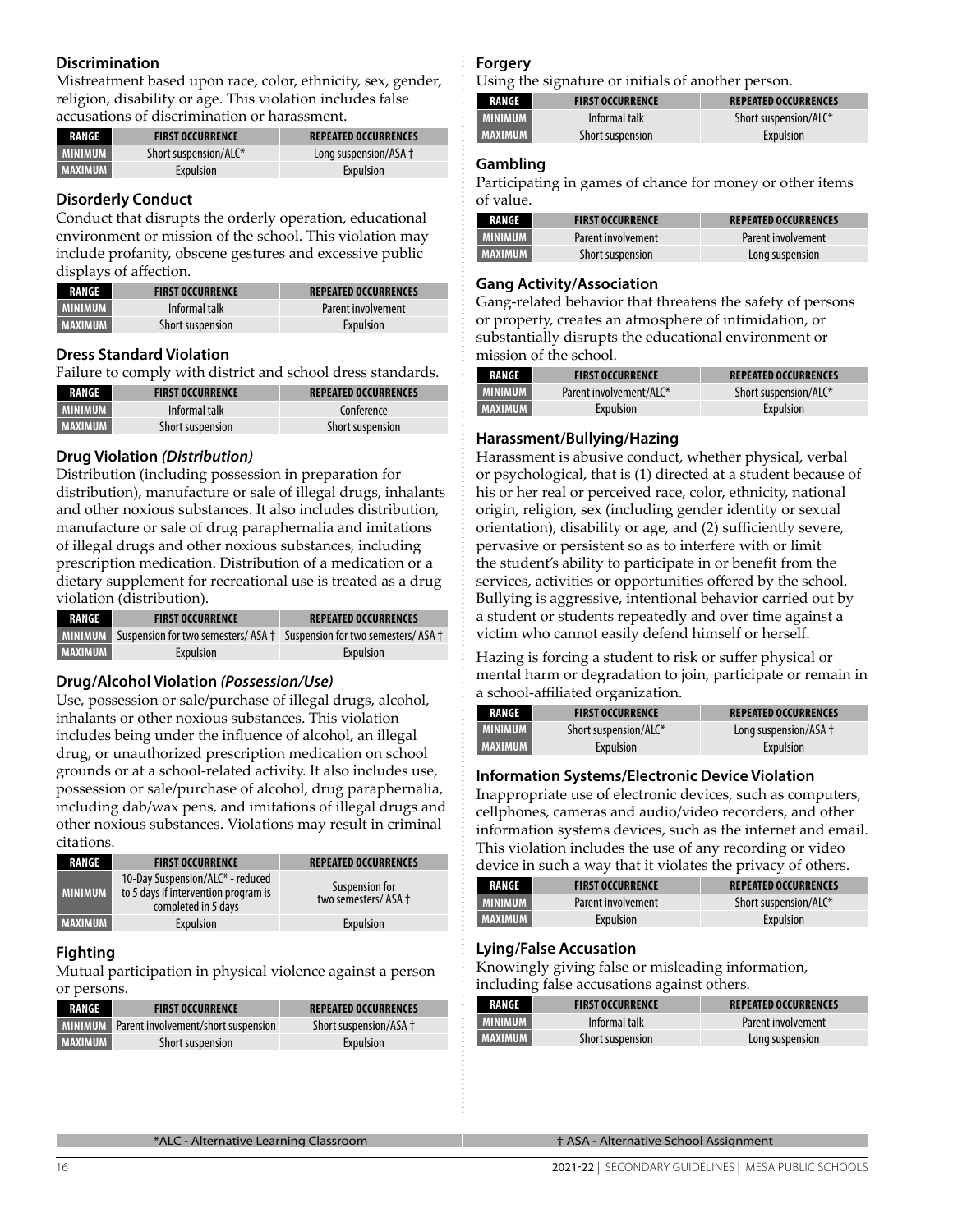### Discrimination

Mistreatment based upon race, color, ethnicity, sex, gender, religion, disability or age. This violation includes false accusations of discrimination or harassment.

| RANGE | FIRST OCCURRENCE | REPEATED OCCURRENCES |
|---|---|---|
| MINIMUM | Short suspension/ALC* | Long suspension/ASA † |
| MAXIMUM | Expulsion | Expulsion |

### Disorderly Conduct

Conduct that disrupts the orderly operation, educational environment or mission of the school. This violation may include profanity, obscene gestures and excessive public displays of affection.

| RANGE | FIRST OCCURRENCE | REPEATED OCCURRENCES |
|---|---|---|
| MINIMUM | Informal talk | Parent involvement |
| MAXIMUM | Short suspension | Expulsion |

### Dress Standard Violation

Failure to comply with district and school dress standards.

| RANGE | FIRST OCCURRENCE | REPEATED OCCURRENCES |
|---|---|---|
| MINIMUM | Informal talk | Conference |
| MAXIMUM | Short suspension | Short suspension |

### Drug Violation *(Distribution)*

Distribution (including possession in preparation for distribution), manufacture or sale of illegal drugs, inhalants and other noxious substances. It also includes distribution, manufacture or sale of drug paraphernalia and imitations of illegal drugs and other noxious substances, including prescription medication. Distribution of a medication or a dietary supplement for recreational use is treated as a drug violation (distribution).

| RANGE | FIRST OCCURRENCE | REPEATED OCCURRENCES |
|---|---|---|
| MINIMUM | Suspension for two semesters/ ASA † | Suspension for two semesters/ ASA † |
| MAXIMUM | Expulsion | Expulsion |

### Drug/Alcohol Violation *(Possession/Use)*

Use, possession or sale/purchase of illegal drugs, alcohol, inhalants or other noxious substances. This violation includes being under the influence of alcohol, an illegal drug, or unauthorized prescription medication on school grounds or at a school-related activity. It also includes use, possession or sale/purchase of alcohol, drug paraphernalia, including dab/wax pens, and imitations of illegal drugs and other noxious substances. Violations may result in criminal citations.

| RANGE | FIRST OCCURRENCE | REPEATED OCCURRENCES |
|---|---|---|
| MINIMUM | 10-Day Suspension/ALC* - reduced to 5 days if intervention program is completed in 5 days | Suspension for two semesters/ ASA † |
| MAXIMUM | Expulsion | Expulsion |

### Fighting

Mutual participation in physical violence against a person or persons.

| RANGE | FIRST OCCURRENCE | REPEATED OCCURRENCES |
|---|---|---|
| MINIMUM | Parent involvement/short suspension | Short suspension/ASA † |
| MAXIMUM | Short suspension | Expulsion |

### Forgery

Using the signature or initials of another person.

| RANGE | FIRST OCCURRENCE | REPEATED OCCURRENCES |
|---|---|---|
| MINIMUM | Informal talk | Short suspension/ALC* |
| MAXIMUM | Short suspension | Expulsion |

### Gambling

Participating in games of chance for money or other items of value.

| RANGE | FIRST OCCURRENCE | REPEATED OCCURRENCES |
|---|---|---|
| MINIMUM | Parent involvement | Parent involvement |
| MAXIMUM | Short suspension | Long suspension |

### Gang Activity/Association

Gang-related behavior that threatens the safety of persons or property, creates an atmosphere of intimidation, or substantially disrupts the educational environment or mission of the school.

| RANGE | FIRST OCCURRENCE | REPEATED OCCURRENCES |
|---|---|---|
| MINIMUM | Parent involvement/ALC* | Short suspension/ALC* |
| MAXIMUM | Expulsion | Expulsion |

### Harassment/Bullying/Hazing

Harassment is abusive conduct, whether physical, verbal or psychological, that is (1) directed at a student because of his or her real or perceived race, color, ethnicity, national origin, religion, sex (including gender identity or sexual orientation), disability or age, and (2) sufficiently severe, pervasive or persistent so as to interfere with or limit the student's ability to participate in or benefit from the services, activities or opportunities offered by the school. Bullying is aggressive, intentional behavior carried out by a student or students repeatedly and over time against a victim who cannot easily defend himself or herself.

Hazing is forcing a student to risk or suffer physical or mental harm or degradation to join, participate or remain in a school-affiliated organization.

| RANGE | FIRST OCCURRENCE | REPEATED OCCURRENCES |
|---|---|---|
| MINIMUM | Short suspension/ALC* | Long suspension/ASA † |
| MAXIMUM | Expulsion | Expulsion |

### Information Systems/Electronic Device Violation

Inappropriate use of electronic devices, such as computers, cellphones, cameras and audio/video recorders, and other information systems devices, such as the internet and email. This violation includes the use of any recording or video device in such a way that it violates the privacy of others.

| RANGE | FIRST OCCURRENCE | REPEATED OCCURRENCES |
|---|---|---|
| MINIMUM | Parent involvement | Short suspension/ALC* |
| MAXIMUM | Expulsion | Expulsion |

### Lying/False Accusation

Knowingly giving false or misleading information, including false accusations against others.

| RANGE | FIRST OCCURRENCE | REPEATED OCCURRENCES |
|---|---|---|
| MINIMUM | Informal talk | Parent involvement |
| MAXIMUM | Short suspension | Long suspension |

*ALC - Alternative Learning Classroom

† ASA - Alternative School Assignment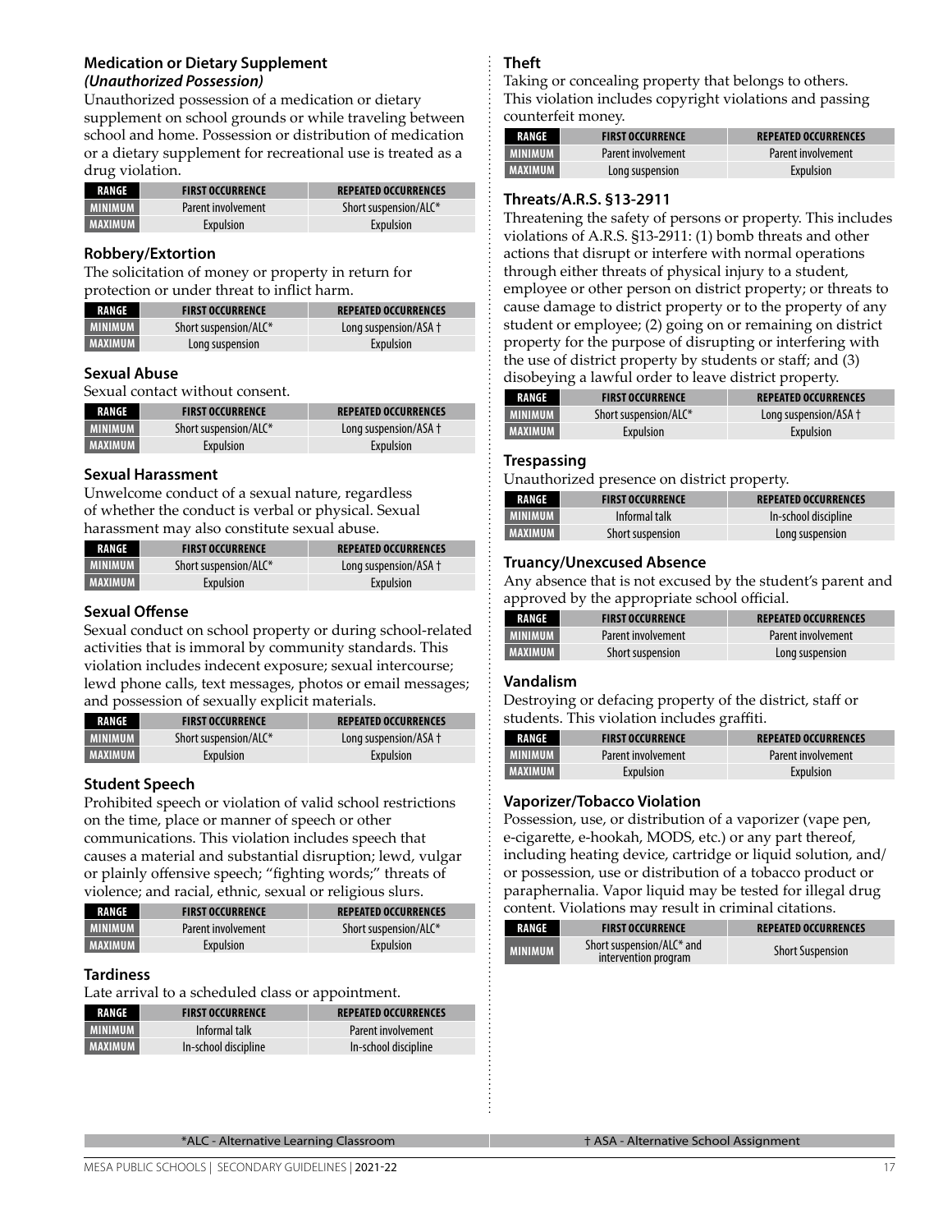### Medication or Dietary Supplement
***(Unauthorized Possession)***

Unauthorized possession of a medication or dietary supplement on school grounds or while traveling between school and home. Possession or distribution of medication or a dietary supplement for recreational use is treated as a drug violation.

| RANGE | FIRST OCCURRENCE | REPEATED OCCURRENCES |
|---|---|---|
| MINIMUM | Parent involvement | Short suspension/ALC* |
| MAXIMUM | Expulsion | Expulsion |

### Robbery/Extortion

The solicitation of money or property in return for protection or under threat to inflict harm.

| RANGE | FIRST OCCURRENCE | REPEATED OCCURRENCES |
|---|---|---|
| MINIMUM | Short suspension/ALC* | Long suspension/ASA † |
| MAXIMUM | Long suspension | Expulsion |

### Sexual Abuse

Sexual contact without consent.

| RANGE | FIRST OCCURRENCE | REPEATED OCCURRENCES |
|---|---|---|
| MINIMUM | Short suspension/ALC* | Long suspension/ASA † |
| MAXIMUM | Expulsion | Expulsion |

### Sexual Harassment

Unwelcome conduct of a sexual nature, regardless of whether the conduct is verbal or physical. Sexual harassment may also constitute sexual abuse.

| RANGE | FIRST OCCURRENCE | REPEATED OCCURRENCES |
|---|---|---|
| MINIMUM | Short suspension/ALC* | Long suspension/ASA † |
| MAXIMUM | Expulsion | Expulsion |

### Sexual Offense

Sexual conduct on school property or during school-related activities that is immoral by community standards. This violation includes indecent exposure; sexual intercourse; lewd phone calls, text messages, photos or email messages; and possession of sexually explicit materials.

| RANGE | FIRST OCCURRENCE | REPEATED OCCURRENCES |
|---|---|---|
| MINIMUM | Short suspension/ALC* | Long suspension/ASA † |
| MAXIMUM | Expulsion | Expulsion |

### Student Speech

Prohibited speech or violation of valid school restrictions on the time, place or manner of speech or other communications. This violation includes speech that causes a material and substantial disruption; lewd, vulgar or plainly offensive speech; "fighting words;" threats of violence; and racial, ethnic, sexual or religious slurs.

| RANGE | FIRST OCCURRENCE | REPEATED OCCURRENCES |
|---|---|---|
| MINIMUM | Parent involvement | Short suspension/ALC* |
| MAXIMUM | Expulsion | Expulsion |

### Tardiness

Late arrival to a scheduled class or appointment.

| RANGE | FIRST OCCURRENCE | REPEATED OCCURRENCES |
|---|---|---|
| MINIMUM | Informal talk | Parent involvement |
| MAXIMUM | In-school discipline | In-school discipline |

### Theft

Taking or concealing property that belongs to others. This violation includes copyright violations and passing counterfeit money.

| RANGE | FIRST OCCURRENCE | REPEATED OCCURRENCES |
|---|---|---|
| MINIMUM | Parent involvement | Parent involvement |
| MAXIMUM | Long suspension | Expulsion |

### Threats/A.R.S. §13-2911

Threatening the safety of persons or property. This includes violations of A.R.S. §13-2911: (1) bomb threats and other actions that disrupt or interfere with normal operations through either threats of physical injury to a student, employee or other person on district property; or threats to cause damage to district property or to the property of any student or employee; (2) going on or remaining on district property for the purpose of disrupting or interfering with the use of district property by students or staff; and (3) disobeying a lawful order to leave district property.

| RANGE | FIRST OCCURRENCE | REPEATED OCCURRENCES |
|---|---|---|
| MINIMUM | Short suspension/ALC* | Long suspension/ASA † |
| MAXIMUM | Expulsion | Expulsion |

### Trespassing

Unauthorized presence on district property.

| RANGE | FIRST OCCURRENCE | REPEATED OCCURRENCES |
|---|---|---|
| MINIMUM | Informal talk | In-school discipline |
| MAXIMUM | Short suspension | Long suspension |

### Truancy/Unexcused Absence

Any absence that is not excused by the student's parent and approved by the appropriate school official.

| RANGE | FIRST OCCURRENCE | REPEATED OCCURRENCES |
|---|---|---|
| MINIMUM | Parent involvement | Parent involvement |
| MAXIMUM | Short suspension | Long suspension |

### Vandalism

Destroying or defacing property of the district, staff or students. This violation includes graffiti.

| RANGE | FIRST OCCURRENCE | REPEATED OCCURRENCES |
|---|---|---|
| MINIMUM | Parent involvement | Parent involvement |
| MAXIMUM | Expulsion | Expulsion |

### Vaporizer/Tobacco Violation

Possession, use, or distribution of a vaporizer (vape pen, e-cigarette, e-hookah, MODS, etc.) or any part thereof, including heating device, cartridge or liquid solution, and/or possession, use or distribution of a tobacco product or paraphernalia. Vapor liquid may be tested for illegal drug content. Violations may result in criminal citations.

| RANGE | FIRST OCCURRENCE | REPEATED OCCURRENCES |
|---|---|---|
| MINIMUM | Short suspension/ALC* and intervention program | Short Suspension |

*ALC - Alternative Learning Classroom

† ASA - Alternative School Assignment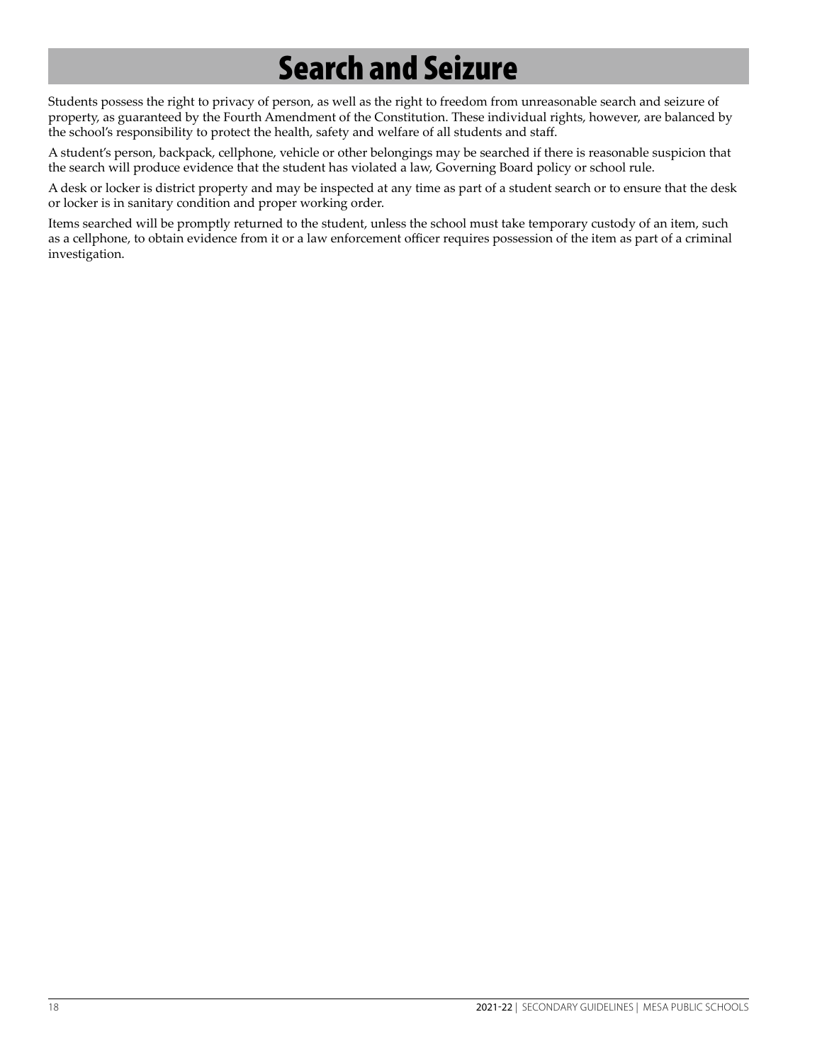# Search and Seizure

Students possess the right to privacy of person, as well as the right to freedom from unreasonable search and seizure of property, as guaranteed by the Fourth Amendment of the Constitution. These individual rights, however, are balanced by the school's responsibility to protect the health, safety and welfare of all students and staff.

A student's person, backpack, cellphone, vehicle or other belongings may be searched if there is reasonable suspicion that the search will produce evidence that the student has violated a law, Governing Board policy or school rule.

A desk or locker is district property and may be inspected at any time as part of a student search or to ensure that the desk or locker is in sanitary condition and proper working order.

Items searched will be promptly returned to the student, unless the school must take temporary custody of an item, such as a cellphone, to obtain evidence from it or a law enforcement officer requires possession of the item as part of a criminal investigation.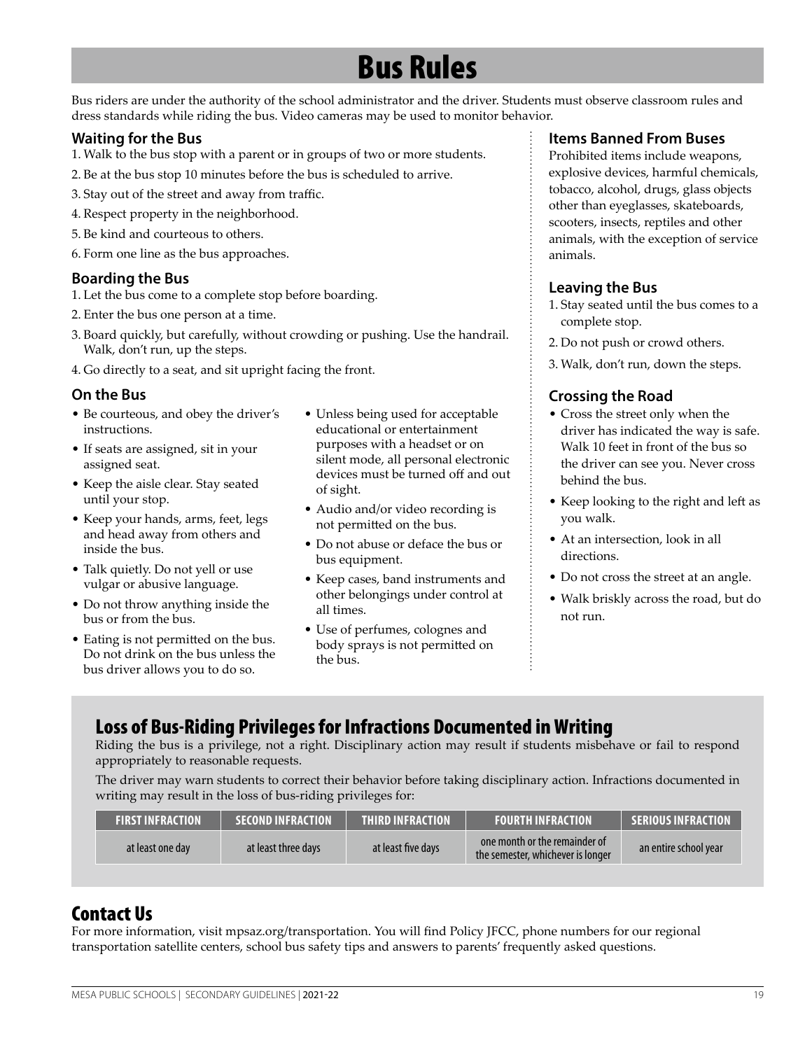# Bus Rules

Bus riders are under the authority of the school administrator and the driver. Students must observe classroom rules and dress standards while riding the bus. Video cameras may be used to monitor behavior.

### Waiting for the Bus

1. Walk to the bus stop with a parent or in groups of two or more students.
2. Be at the bus stop 10 minutes before the bus is scheduled to arrive.
3. Stay out of the street and away from traffic.
4. Respect property in the neighborhood.
5. Be kind and courteous to others.
6. Form one line as the bus approaches.

### Boarding the Bus

1. Let the bus come to a complete stop before boarding.
2. Enter the bus one person at a time.
3. Board quickly, but carefully, without crowding or pushing. Use the handrail. Walk, don't run, up the steps.
4. Go directly to a seat, and sit upright facing the front.

### On the Bus

- Be courteous, and obey the driver's instructions.
- If seats are assigned, sit in your assigned seat.
- Keep the aisle clear. Stay seated until your stop.
- Keep your hands, arms, feet, legs and head away from others and inside the bus.
- Talk quietly. Do not yell or use vulgar or abusive language.
- Do not throw anything inside the bus or from the bus.
- Eating is not permitted on the bus. Do not drink on the bus unless the bus driver allows you to do so.
- Unless being used for acceptable educational or entertainment purposes with a headset or on silent mode, all personal electronic devices must be turned off and out of sight.
- Audio and/or video recording is not permitted on the bus.
- Do not abuse or deface the bus or bus equipment.
- Keep cases, band instruments and other belongings under control at all times.
- Use of perfumes, colognes and body sprays is not permitted on the bus.

### Items Banned From Buses

Prohibited items include weapons, explosive devices, harmful chemicals, tobacco, alcohol, drugs, glass objects other than eyeglasses, skateboards, scooters, insects, reptiles and other animals, with the exception of service animals.

### Leaving the Bus

1. Stay seated until the bus comes to a complete stop.
2. Do not push or crowd others.
3. Walk, don't run, down the steps.

### Crossing the Road

- Cross the street only when the driver has indicated the way is safe. Walk 10 feet in front of the bus so the driver can see you. Never cross behind the bus.
- Keep looking to the right and left as you walk.
- At an intersection, look in all directions.
- Do not cross the street at an angle.
- Walk briskly across the road, but do not run.

## Loss of Bus-Riding Privileges for Infractions Documented in Writing

Riding the bus is a privilege, not a right. Disciplinary action may result if students misbehave or fail to respond appropriately to reasonable requests.

The driver may warn students to correct their behavior before taking disciplinary action. Infractions documented in writing may result in the loss of bus-riding privileges for:

| FIRST INFRACTION | SECOND INFRACTION | THIRD INFRACTION | FOURTH INFRACTION | SERIOUS INFRACTION |
|---|---|---|---|---|
| at least one day | at least three days | at least five days | one month or the remainder of the semester, whichever is longer | an entire school year |

## Contact Us

For more information, visit mpsaz.org/transportation. You will find Policy JFCC, phone numbers for our regional transportation satellite centers, school bus safety tips and answers to parents' frequently asked questions.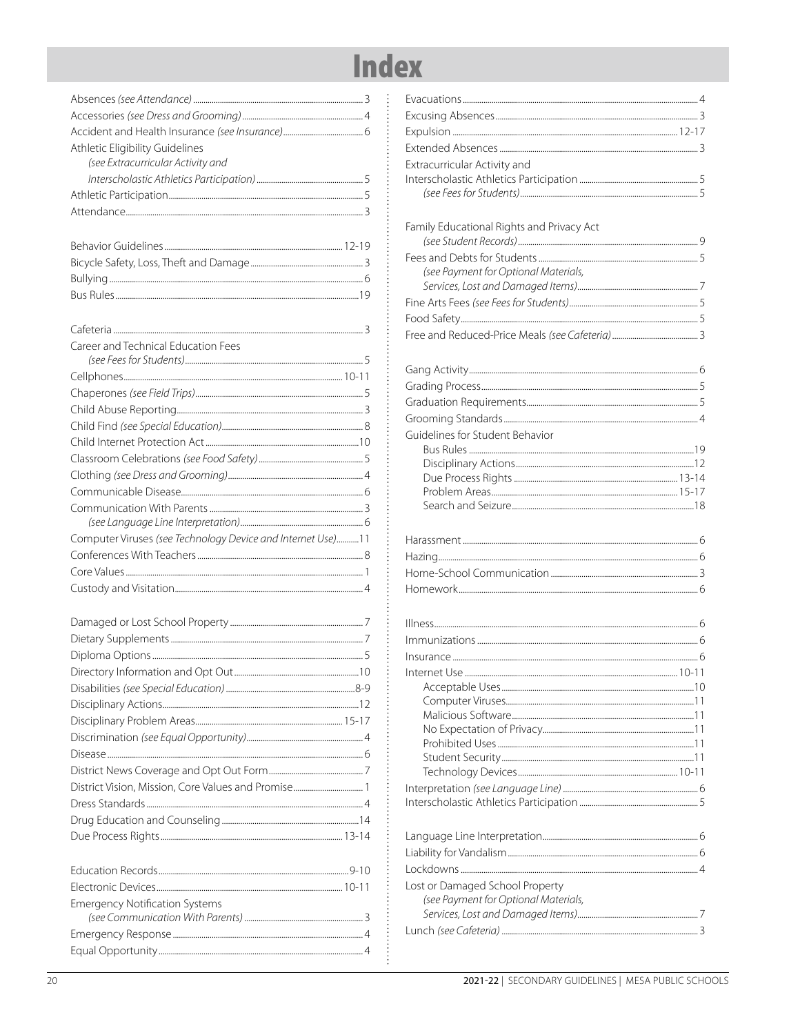# Index

Absences *(see Attendance)* .......... 3
Accessories *(see Dress and Grooming)* .......... 4
Accident and Health Insurance *(see Insurance)* .......... 6
Athletic Eligibility Guidelines
*(see Extracurricular Activity and Interscholastic Athletics Participation)* .......... 5
Athletic Participation .......... 5
Attendance .......... 3

Behavior Guidelines .......... 12-19
Bicycle Safety, Loss, Theft and Damage .......... 3
Bullying .......... 6
Bus Rules .......... 19

Cafeteria .......... 3
Career and Technical Education Fees
*(see Fees for Students)* .......... 5
Cellphones .......... 10-11
Chaperones *(see Field Trips)* .......... 5
Child Abuse Reporting .......... 3
Child Find *(see Special Education)* .......... 8
Child Internet Protection Act .......... 10
Classroom Celebrations *(see Food Safety)* .......... 5
Clothing *(see Dress and Grooming)* .......... 4
Communicable Disease .......... 6
Communication With Parents .......... 3
*(see Language Line Interpretation)* .......... 6
Computer Viruses *(see Technology Device and Internet Use)* .......... 11
Conferences With Teachers .......... 8
Core Values .......... 1
Custody and Visitation .......... 4

Damaged or Lost School Property .......... 7
Dietary Supplements .......... 7
Diploma Options .......... 5
Directory Information and Opt Out .......... 10
Disabilities *(see Special Education)* .......... 8-9
Disciplinary Actions .......... 12
Disciplinary Problem Areas .......... 15-17
Discrimination *(see Equal Opportunity)* .......... 4
Disease .......... 6
District News Coverage and Opt Out Form .......... 7
District Vision, Mission, Core Values and Promise .......... 1
Dress Standards .......... 4
Drug Education and Counseling .......... 14
Due Process Rights .......... 13-14

Education Records .......... 9-10
Electronic Devices .......... 10-11
Emergency Notification Systems
*(see Communication With Parents)* .......... 3
Emergency Response .......... 4
Equal Opportunity .......... 4

Evacuations .......... 4
Excusing Absences .......... 3
Expulsion .......... 12-17
Extended Absences .......... 3
Extracurricular Activity and
Interscholastic Athletics Participation .......... 5
*(see Fees for Students)* .......... 5

Family Educational Rights and Privacy Act
*(see Student Records)* .......... 9
Fees and Debts for Students .......... 5
*(see Payment for Optional Materials, Services, Lost and Damaged Items)* .......... 7
Fine Arts Fees *(see Fees for Students)* .......... 5
Food Safety .......... 5
Free and Reduced-Price Meals *(see Cafeteria)* .......... 3

Gang Activity .......... 6
Grading Process .......... 5
Graduation Requirements .......... 5
Grooming Standards .......... 4
Guidelines for Student Behavior
- Bus Rules .......... 19
- Disciplinary Actions .......... 12
- Due Process Rights .......... 13-14
- Problem Areas .......... 15-17
- Search and Seizure .......... 18

Harassment .......... 6
Hazing .......... 6
Home-School Communication .......... 3
Homework .......... 6

Illness .......... 6
Immunizations .......... 6
Insurance .......... 6
Internet Use .......... 10-11
- Acceptable Uses .......... 10
- Computer Viruses .......... 11
- Malicious Software .......... 11
- No Expectation of Privacy .......... 11
- Prohibited Uses .......... 11
- Student Security .......... 11
- Technology Devices .......... 10-11

Interpretation *(see Language Line)* .......... 6
Interscholastic Athletics Participation .......... 5

Language Line Interpretation .......... 6
Liability for Vandalism .......... 6
Lockdowns .......... 4
Lost or Damaged School Property
*(see Payment for Optional Materials, Services, Lost and Damaged Items)* .......... 7
Lunch *(see Cafeteria)* .......... 3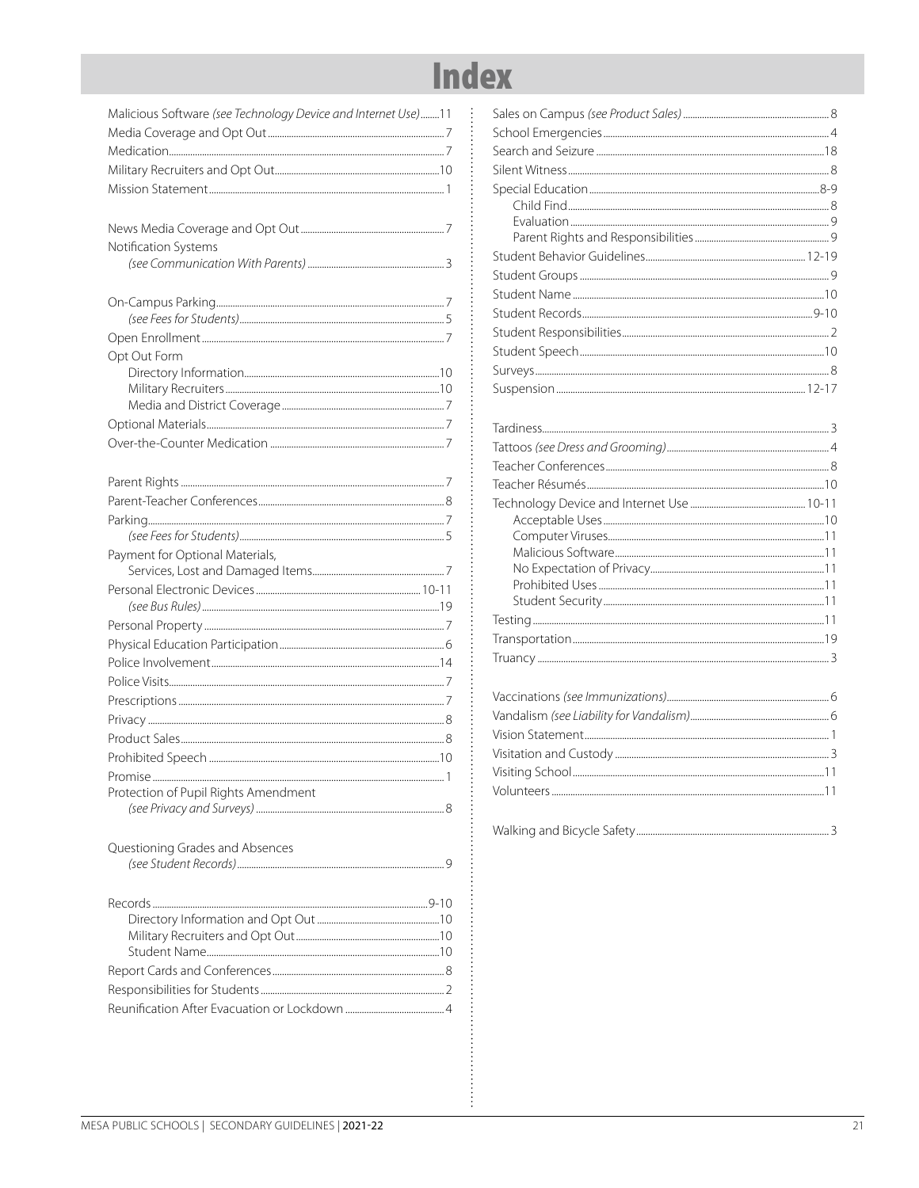# Index

Malicious Software *(see Technology Device and Internet Use)* ........11
Media Coverage and Opt Out ........7
Medication ........7
Military Recruiters and Opt Out ........10
Mission Statement ........1

News Media Coverage and Opt Out ........7
Notification Systems
  *(see Communication With Parents)* ........3

On-Campus Parking ........7
  *(see Fees for Students)* ........5
Open Enrollment ........7
Opt Out Form
  Directory Information ........10
  Military Recruiters ........10
  Media and District Coverage ........7
Optional Materials ........7
Over-the-Counter Medication ........7

Parent Rights ........7
Parent-Teacher Conferences ........8
Parking ........7
  *(see Fees for Students)* ........5
Payment for Optional Materials,
  Services, Lost and Damaged Items ........7
Personal Electronic Devices ........10-11
  *(see Bus Rules)* ........19
Personal Property ........7
Physical Education Participation ........6
Police Involvement ........14
Police Visits ........7
Prescriptions ........7
Privacy ........8
Product Sales ........8
Prohibited Speech ........10
Promise ........1
Protection of Pupil Rights Amendment
  *(see Privacy and Surveys)* ........8

Questioning Grades and Absences
  *(see Student Records)* ........9

Records ........9-10
  Directory Information and Opt Out ........10
  Military Recruiters and Opt Out ........10
  Student Name ........10
Report Cards and Conferences ........8
Responsibilities for Students ........2
Reunification After Evacuation or Lockdown ........4

Sales on Campus *(see Product Sales)* ........8
School Emergencies ........4
Search and Seizure ........18
Silent Witness ........8
Special Education ........8-9
  Child Find ........8
  Evaluation ........9
  Parent Rights and Responsibilities ........9
Student Behavior Guidelines ........12-19
Student Groups ........9
Student Name ........10
Student Records ........9-10
Student Responsibilities ........2
Student Speech ........10
Surveys ........8
Suspension ........12-17

Tardiness ........3
Tattoos *(see Dress and Grooming)* ........4
Teacher Conferences ........8
Teacher Résumés ........10
Technology Device and Internet Use ........10-11
  Acceptable Uses ........10
  Computer Viruses ........11
  Malicious Software ........11
  No Expectation of Privacy ........11
  Prohibited Uses ........11
  Student Security ........11
Testing ........11
Transportation ........19
Truancy ........3

Vaccinations *(see Immunizations)* ........6
Vandalism *(see Liability for Vandalism)* ........6
Vision Statement ........1
Visitation and Custody ........3
Visiting School ........11
Volunteers ........11

Walking and Bicycle Safety ........3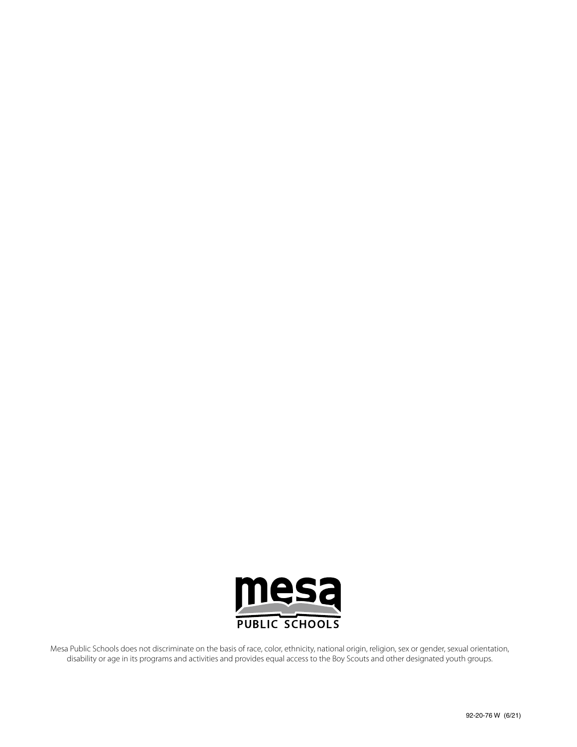mesa

PUBLIC SCHOOLS

Mesa Public Schools does not discriminate on the basis of race, color, ethnicity, national origin, religion, sex or gender, sexual orientation, disability or age in its programs and activities and provides equal access to the Boy Scouts and other designated youth groups.

92-20-76 W (6/21)